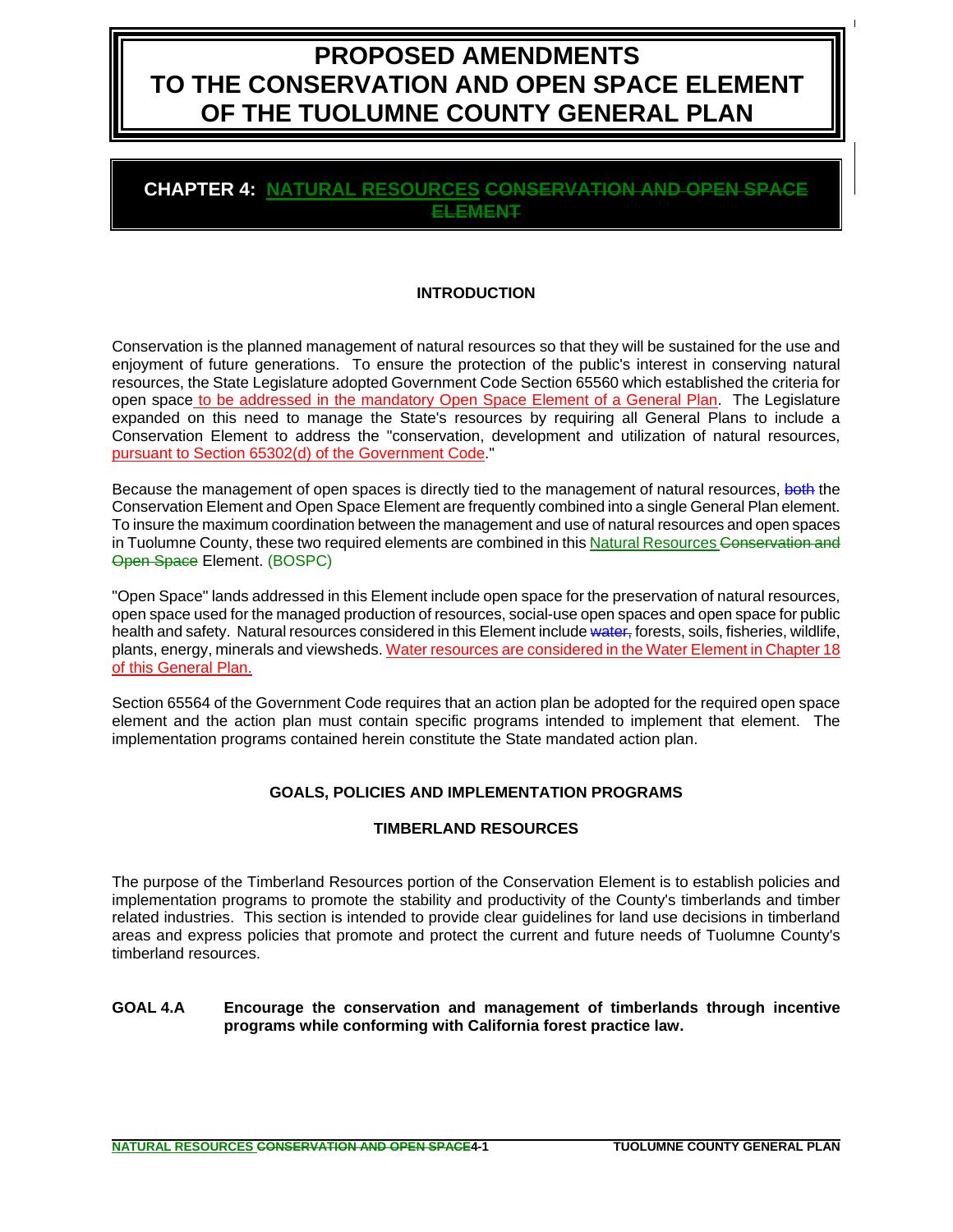# PROPOSED AMENDMENTS TO THE CONSERVATION AND OPEN SPACE ELEMENT OF THE TUOLUMNE COUNTY GENERAL PLAN

## CHAPTER 4: <u>NATURAL RESOURCES</u> ~~CONSERVATION AND OPEN SPACE ELEMENT~~

### INTRODUCTION

Conservation is the planned management of natural resources so that they will be sustained for the use and enjoyment of future generations. To ensure the protection of the public's interest in conserving natural resources, the State Legislature adopted Government Code Section 65560 which established the criteria for open space <u>to be addressed in the mandatory Open Space Element of a General Plan</u>. The Legislature expanded on this need to manage the State's resources by requiring all General Plans to include a Conservation Element to address the "conservation, development and utilization of natural resources, <u>pursuant to Section 65302(d) of the Government Code</u>."

Because the management of open spaces is directly tied to the management of natural resources, ~~both~~ the Conservation Element and Open Space Element are frequently combined into a single General Plan element. To insure the maximum coordination between the management and use of natural resources and open spaces in Tuolumne County, these two required elements are combined in this <u>Natural Resources</u> ~~Conservation and Open Space~~ Element. (BOSPC)

"Open Space" lands addressed in this Element include open space for the preservation of natural resources, open space used for the managed production of resources, social-use open spaces and open space for public health and safety. Natural resources considered in this Element include ~~water,~~ forests, soils, fisheries, wildlife, plants, energy, minerals and viewsheds. <u>Water resources are considered in the Water Element in Chapter 18 of this General Plan.</u>

Section 65564 of the Government Code requires that an action plan be adopted for the required open space element and the action plan must contain specific programs intended to implement that element. The implementation programs contained herein constitute the State mandated action plan.

### GOALS, POLICIES AND IMPLEMENTATION PROGRAMS

### TIMBERLAND RESOURCES

The purpose of the Timberland Resources portion of the Conservation Element is to establish policies and implementation programs to promote the stability and productivity of the County's timberlands and timber related industries. This section is intended to provide clear guidelines for land use decisions in timberland areas and express policies that promote and protect the current and future needs of Tuolumne County's timberland resources.

**GOAL 4.A** **Encourage the conservation and management of timberlands through incentive programs while conforming with California forest practice law.**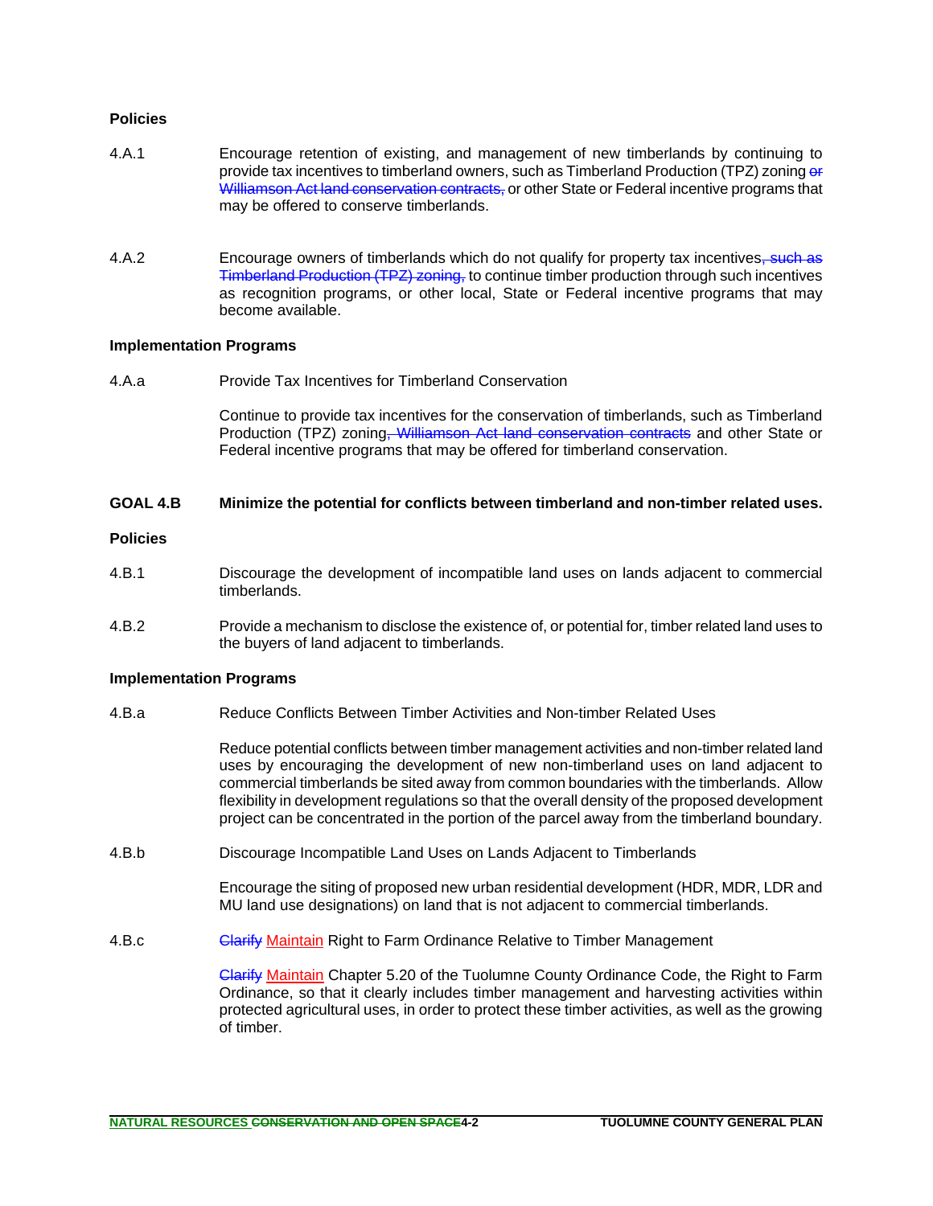**Policies**

4.A.1 Encourage retention of existing, and management of new timberlands by continuing to provide tax incentives to timberland owners, such as Timberland Production (TPZ) zoning ~~or Williamson Act land conservation contracts,~~ or other State or Federal incentive programs that may be offered to conserve timberlands.

4.A.2 Encourage owners of timberlands which do not qualify for property tax incentives~~, such as Timberland Production (TPZ) zoning,~~ to continue timber production through such incentives as recognition programs, or other local, State or Federal incentive programs that may become available.

**Implementation Programs**

4.A.a Provide Tax Incentives for Timberland Conservation

Continue to provide tax incentives for the conservation of timberlands, such as Timberland Production (TPZ) zoning~~, Williamson Act land conservation contracts~~ and other State or Federal incentive programs that may be offered for timberland conservation.

**GOAL 4.B Minimize the potential for conflicts between timberland and non-timber related uses.**

**Policies**

4.B.1 Discourage the development of incompatible land uses on lands adjacent to commercial timberlands.

4.B.2 Provide a mechanism to disclose the existence of, or potential for, timber related land uses to the buyers of land adjacent to timberlands.

**Implementation Programs**

4.B.a Reduce Conflicts Between Timber Activities and Non-timber Related Uses

Reduce potential conflicts between timber management activities and non-timber related land uses by encouraging the development of new non-timberland uses on land adjacent to commercial timberlands be sited away from common boundaries with the timberlands. Allow flexibility in development regulations so that the overall density of the proposed development project can be concentrated in the portion of the parcel away from the timberland boundary.

4.B.b Discourage Incompatible Land Uses on Lands Adjacent to Timberlands

Encourage the siting of proposed new urban residential development (HDR, MDR, LDR and MU land use designations) on land that is not adjacent to commercial timberlands.

4.B.c ~~Clarify~~ Maintain Right to Farm Ordinance Relative to Timber Management

~~Clarify~~ Maintain Chapter 5.20 of the Tuolumne County Ordinance Code, the Right to Farm Ordinance, so that it clearly includes timber management and harvesting activities within protected agricultural uses, in order to protect these timber activities, as well as the growing of timber.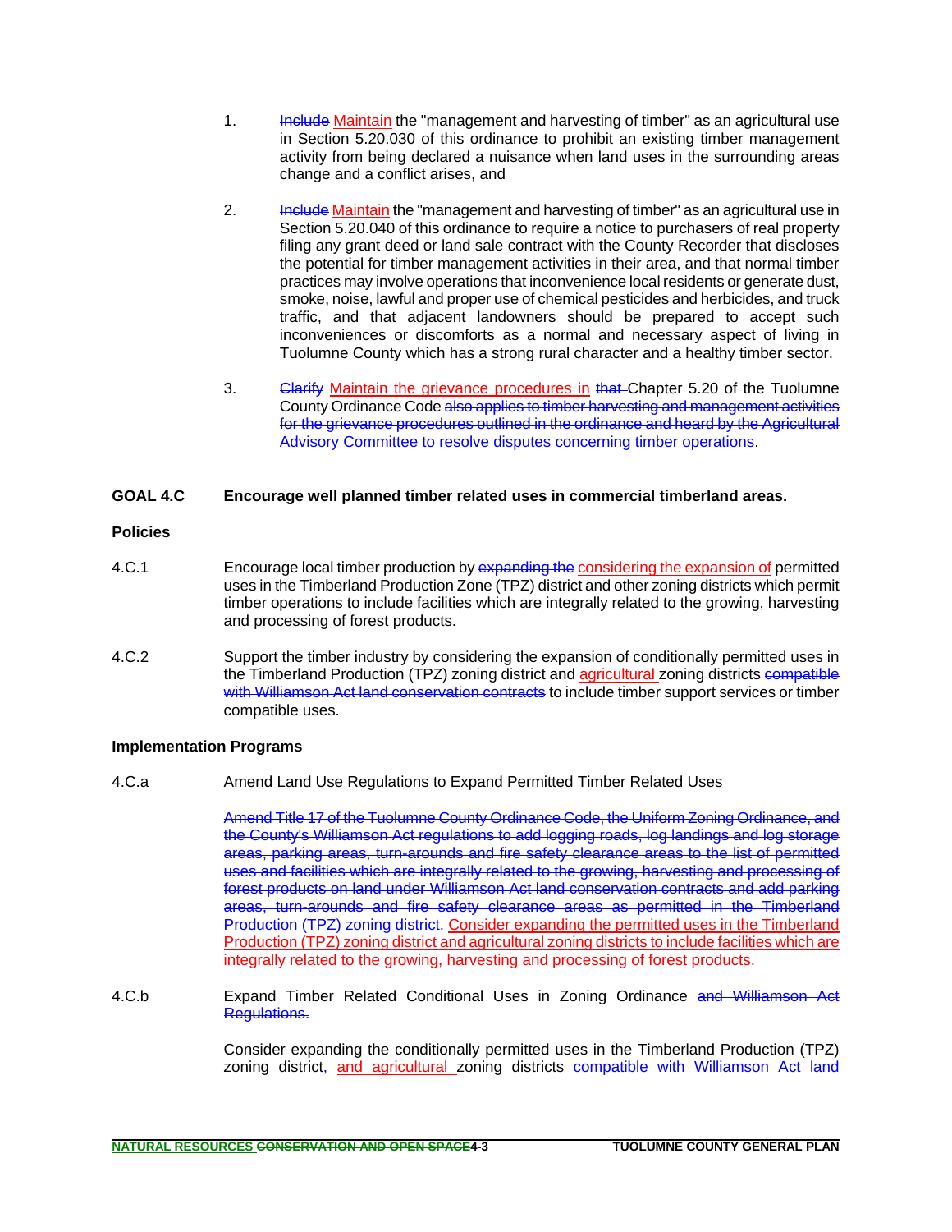1. ~~Include~~ Maintain the "management and harvesting of timber" as an agricultural use in Section 5.20.030 of this ordinance to prohibit an existing timber management activity from being declared a nuisance when land uses in the surrounding areas change and a conflict arises, and

2. ~~Include~~ Maintain the "management and harvesting of timber" as an agricultural use in Section 5.20.040 of this ordinance to require a notice to purchasers of real property filing any grant deed or land sale contract with the County Recorder that discloses the potential for timber management activities in their area, and that normal timber practices may involve operations that inconvenience local residents or generate dust, smoke, noise, lawful and proper use of chemical pesticides and herbicides, and truck traffic, and that adjacent landowners should be prepared to accept such inconveniences or discomforts as a normal and necessary aspect of living in Tuolumne County which has a strong rural character and a healthy timber sector.

3. ~~Clarify~~ Maintain the grievance procedures in ~~that~~ Chapter 5.20 of the Tuolumne County Ordinance Code ~~also applies to timber harvesting and management activities for the grievance procedures outlined in the ordinance and heard by the Agricultural Advisory Committee to resolve disputes concerning timber operations~~.

## GOAL 4.C Encourage well planned timber related uses in commercial timberland areas.

### Policies

4.C.1 Encourage local timber production by ~~expanding the~~ considering the expansion of permitted uses in the Timberland Production Zone (TPZ) district and other zoning districts which permit timber operations to include facilities which are integrally related to the growing, harvesting and processing of forest products.

4.C.2 Support the timber industry by considering the expansion of conditionally permitted uses in the Timberland Production (TPZ) zoning district and agricultural zoning districts ~~compatible with Williamson Act land conservation contracts~~ to include timber support services or timber compatible uses.

### Implementation Programs

4.C.a Amend Land Use Regulations to Expand Permitted Timber Related Uses

~~Amend Title 17 of the Tuolumne County Ordinance Code, the Uniform Zoning Ordinance, and the County's Williamson Act regulations to add logging roads, log landings and log storage areas, parking areas, turn-arounds and fire safety clearance areas to the list of permitted uses and facilities which are integrally related to the growing, harvesting and processing of forest products on land under Williamson Act land conservation contracts and add parking areas, turn-arounds and fire safety clearance areas as permitted in the Timberland Production (TPZ) zoning district.~~ Consider expanding the permitted uses in the Timberland Production (TPZ) zoning district and agricultural zoning districts to include facilities which are integrally related to the growing, harvesting and processing of forest products.

4.C.b Expand Timber Related Conditional Uses in Zoning Ordinance ~~and Williamson Act Regulations.~~

Consider expanding the conditionally permitted uses in the Timberland Production (TPZ) zoning district~~,~~ and agricultural zoning districts ~~compatible with Williamson Act land~~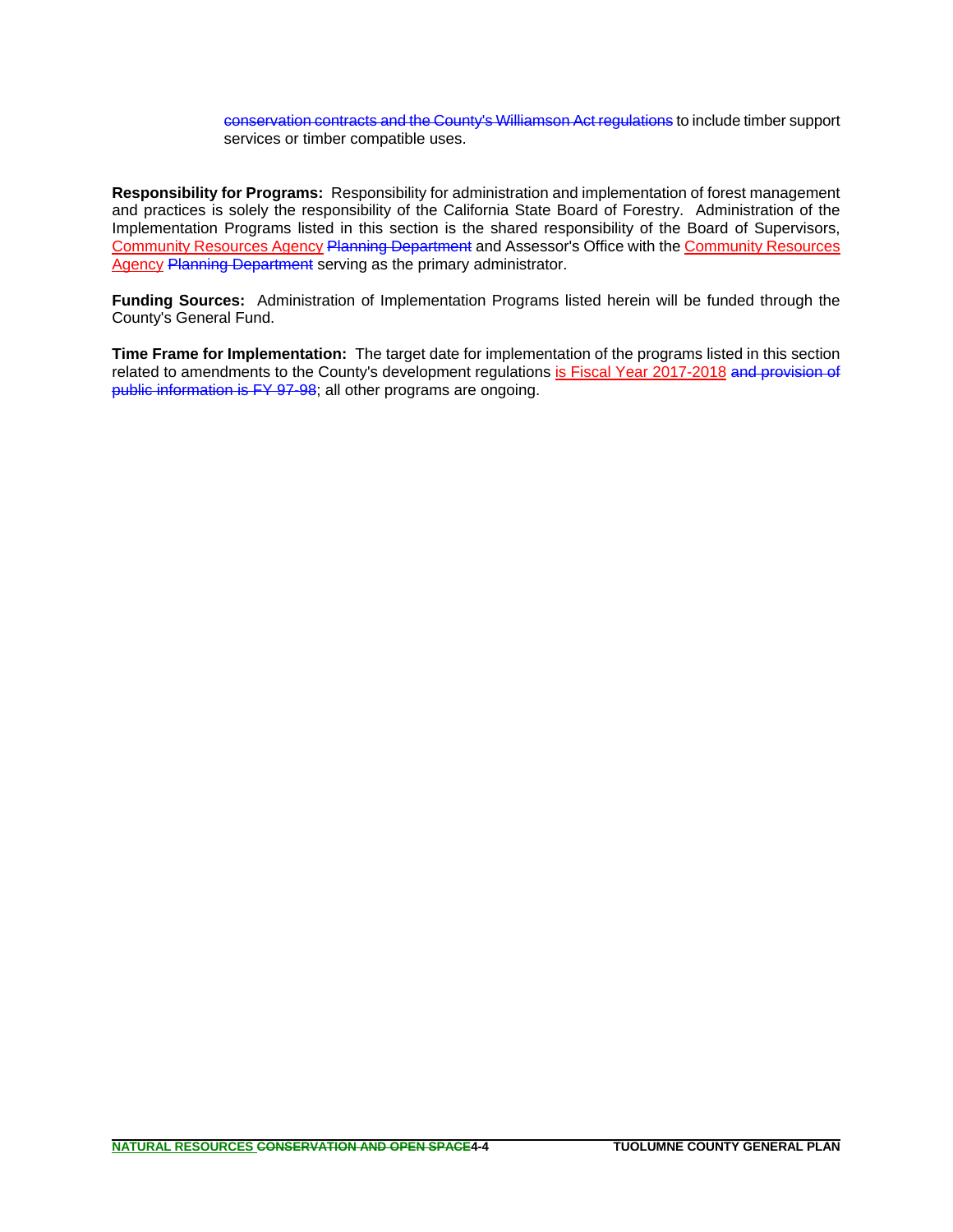~~conservation contracts and the County's Williamson Act regulations~~ to include timber support services or timber compatible uses.

**Responsibility for Programs:** Responsibility for administration and implementation of forest management and practices is solely the responsibility of the California State Board of Forestry. Administration of the Implementation Programs listed in this section is the shared responsibility of the Board of Supervisors, Community Resources Agency ~~Planning Department~~ and Assessor's Office with the Community Resources Agency ~~Planning Department~~ serving as the primary administrator.

**Funding Sources:** Administration of Implementation Programs listed herein will be funded through the County's General Fund.

**Time Frame for Implementation:** The target date for implementation of the programs listed in this section related to amendments to the County's development regulations is Fiscal Year 2017-2018 ~~and provision of public information is FY 97-98~~; all other programs are ongoing.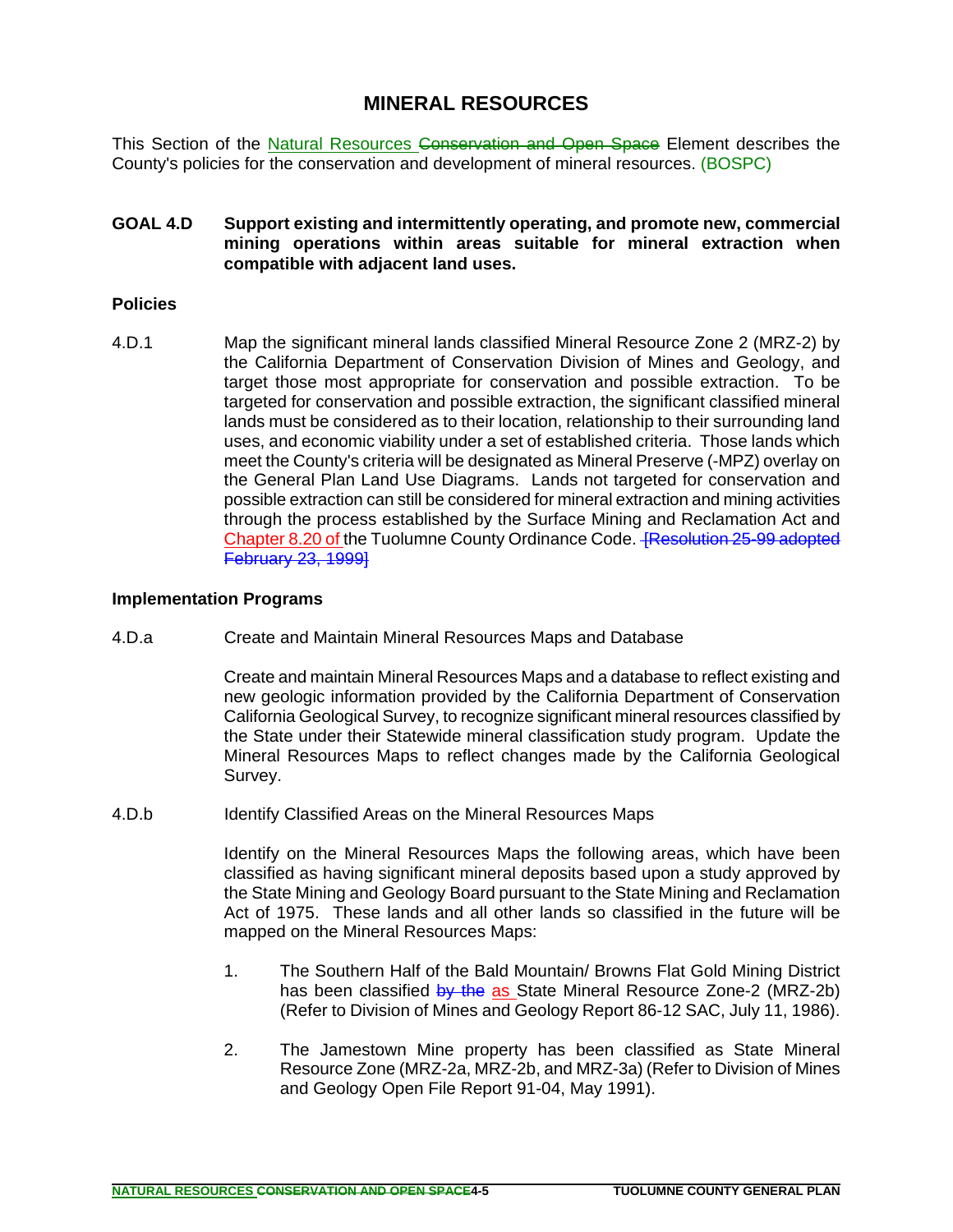# MINERAL RESOURCES

This Section of the Natural Resources Conservation and Open Space Element describes the County's policies for the conservation and development of mineral resources. (BOSPC)

**GOAL 4.D Support existing and intermittently operating, and promote new, commercial mining operations within areas suitable for mineral extraction when compatible with adjacent land uses.**

### Policies

4.D.1 Map the significant mineral lands classified Mineral Resource Zone 2 (MRZ-2) by the California Department of Conservation Division of Mines and Geology, and target those most appropriate for conservation and possible extraction. To be targeted for conservation and possible extraction, the significant classified mineral lands must be considered as to their location, relationship to their surrounding land uses, and economic viability under a set of established criteria. Those lands which meet the County's criteria will be designated as Mineral Preserve (-MPZ) overlay on the General Plan Land Use Diagrams. Lands not targeted for conservation and possible extraction can still be considered for mineral extraction and mining activities through the process established by the Surface Mining and Reclamation Act and Chapter 8.20 of the Tuolumne County Ordinance Code. [Resolution 25-99 adopted February 23, 1999]

### Implementation Programs

4.D.a Create and Maintain Mineral Resources Maps and Database

Create and maintain Mineral Resources Maps and a database to reflect existing and new geologic information provided by the California Department of Conservation California Geological Survey, to recognize significant mineral resources classified by the State under their Statewide mineral classification study program. Update the Mineral Resources Maps to reflect changes made by the California Geological Survey.

4.D.b Identify Classified Areas on the Mineral Resources Maps

Identify on the Mineral Resources Maps the following areas, which have been classified as having significant mineral deposits based upon a study approved by the State Mining and Geology Board pursuant to the State Mining and Reclamation Act of 1975. These lands and all other lands so classified in the future will be mapped on the Mineral Resources Maps:

1. The Southern Half of the Bald Mountain/ Browns Flat Gold Mining District has been classified by the as State Mineral Resource Zone-2 (MRZ-2b) (Refer to Division of Mines and Geology Report 86-12 SAC, July 11, 1986).

2. The Jamestown Mine property has been classified as State Mineral Resource Zone (MRZ-2a, MRZ-2b, and MRZ-3a) (Refer to Division of Mines and Geology Open File Report 91-04, May 1991).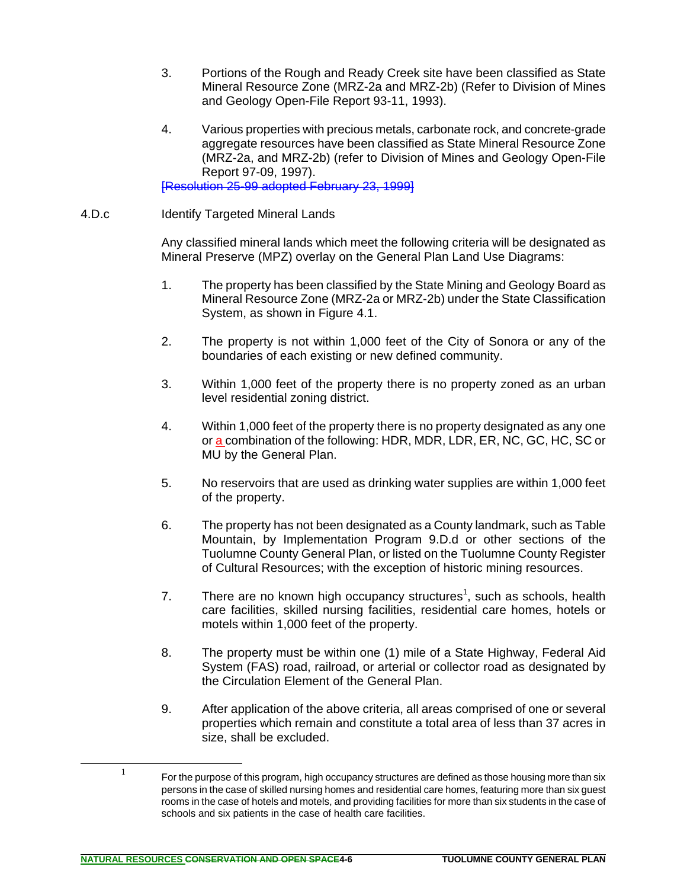3. Portions of the Rough and Ready Creek site have been classified as State Mineral Resource Zone (MRZ-2a and MRZ-2b) (Refer to Division of Mines and Geology Open-File Report 93-11, 1993).

4. Various properties with precious metals, carbonate rock, and concrete-grade aggregate resources have been classified as State Mineral Resource Zone (MRZ-2a, and MRZ-2b) (refer to Division of Mines and Geology Open-File Report 97-09, 1997).

[Resolution 25-99 adopted February 23, 1999]

4.D.c Identify Targeted Mineral Lands

Any classified mineral lands which meet the following criteria will be designated as Mineral Preserve (MPZ) overlay on the General Plan Land Use Diagrams:

1. The property has been classified by the State Mining and Geology Board as Mineral Resource Zone (MRZ-2a or MRZ-2b) under the State Classification System, as shown in Figure 4.1.

2. The property is not within 1,000 feet of the City of Sonora or any of the boundaries of each existing or new defined community.

3. Within 1,000 feet of the property there is no property zoned as an urban level residential zoning district.

4. Within 1,000 feet of the property there is no property designated as any one or a combination of the following: HDR, MDR, LDR, ER, NC, GC, HC, SC or MU by the General Plan.

5. No reservoirs that are used as drinking water supplies are within 1,000 feet of the property.

6. The property has not been designated as a County landmark, such as Table Mountain, by Implementation Program 9.D.d or other sections of the Tuolumne County General Plan, or listed on the Tuolumne County Register of Cultural Resources; with the exception of historic mining resources.

7. There are no known high occupancy structures[1], such as schools, health care facilities, skilled nursing facilities, residential care homes, hotels or motels within 1,000 feet of the property.

8. The property must be within one (1) mile of a State Highway, Federal Aid System (FAS) road, railroad, or arterial or collector road as designated by the Circulation Element of the General Plan.

9. After application of the above criteria, all areas comprised of one or several properties which remain and constitute a total area of less than 37 acres in size, shall be excluded.

---

[1] For the purpose of this program, high occupancy structures are defined as those housing more than six persons in the case of skilled nursing homes and residential care homes, featuring more than six guest rooms in the case of hotels and motels, and providing facilities for more than six students in the case of schools and six patients in the case of health care facilities.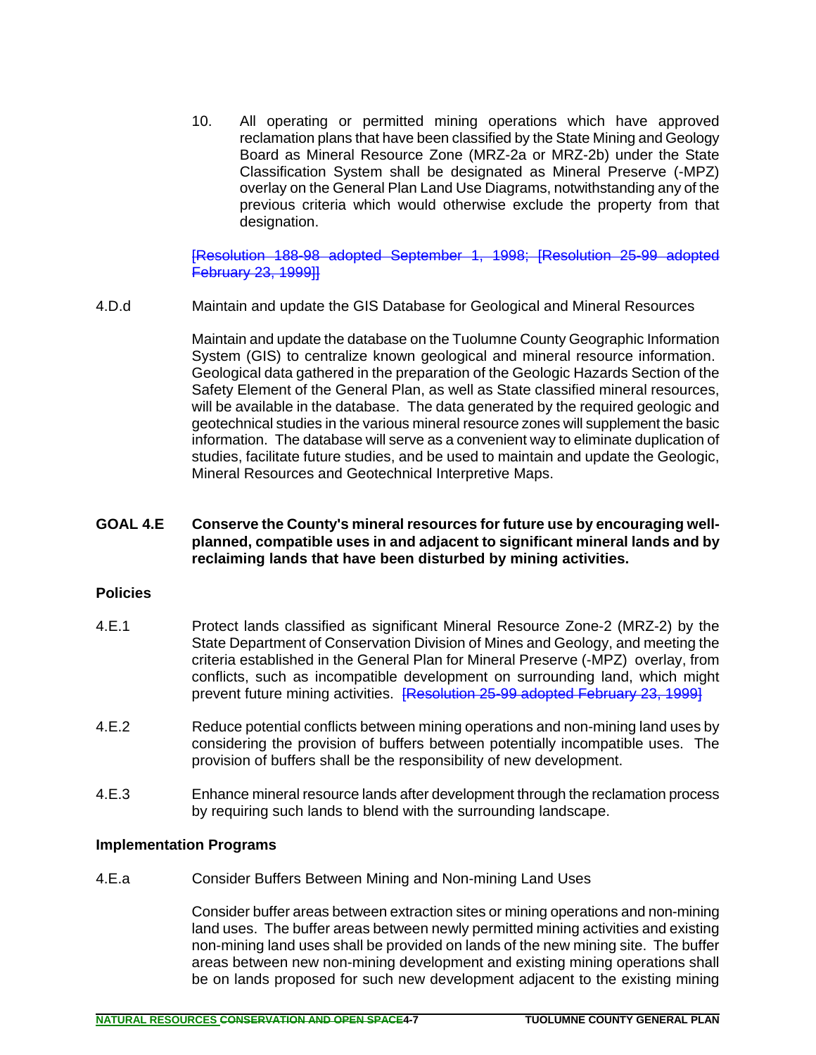10. All operating or permitted mining operations which have approved reclamation plans that have been classified by the State Mining and Geology Board as Mineral Resource Zone (MRZ-2a or MRZ-2b) under the State Classification System shall be designated as Mineral Preserve (-MPZ) overlay on the General Plan Land Use Diagrams, notwithstanding any of the previous criteria which would otherwise exclude the property from that designation.

~~[Resolution 188-98 adopted September 1, 1998; [Resolution 25-99 adopted February 23, 1999]]~~

4.D.d Maintain and update the GIS Database for Geological and Mineral Resources

Maintain and update the database on the Tuolumne County Geographic Information System (GIS) to centralize known geological and mineral resource information. Geological data gathered in the preparation of the Geologic Hazards Section of the Safety Element of the General Plan, as well as State classified mineral resources, will be available in the database. The data generated by the required geologic and geotechnical studies in the various mineral resource zones will supplement the basic information. The database will serve as a convenient way to eliminate duplication of studies, facilitate future studies, and be used to maintain and update the Geologic, Mineral Resources and Geotechnical Interpretive Maps.

**GOAL 4.E Conserve the County's mineral resources for future use by encouraging well-planned, compatible uses in and adjacent to significant mineral lands and by reclaiming lands that have been disturbed by mining activities.**

**Policies**

4.E.1 Protect lands classified as significant Mineral Resource Zone-2 (MRZ-2) by the State Department of Conservation Division of Mines and Geology, and meeting the criteria established in the General Plan for Mineral Preserve (-MPZ) overlay, from conflicts, such as incompatible development on surrounding land, which might prevent future mining activities. ~~[Resolution 25-99 adopted February 23, 1999]~~

4.E.2 Reduce potential conflicts between mining operations and non-mining land uses by considering the provision of buffers between potentially incompatible uses. The provision of buffers shall be the responsibility of new development.

4.E.3 Enhance mineral resource lands after development through the reclamation process by requiring such lands to blend with the surrounding landscape.

**Implementation Programs**

4.E.a Consider Buffers Between Mining and Non-mining Land Uses

Consider buffer areas between extraction sites or mining operations and non-mining land uses. The buffer areas between newly permitted mining activities and existing non-mining land uses shall be provided on lands of the new mining site. The buffer areas between new non-mining development and existing mining operations shall be on lands proposed for such new development adjacent to the existing mining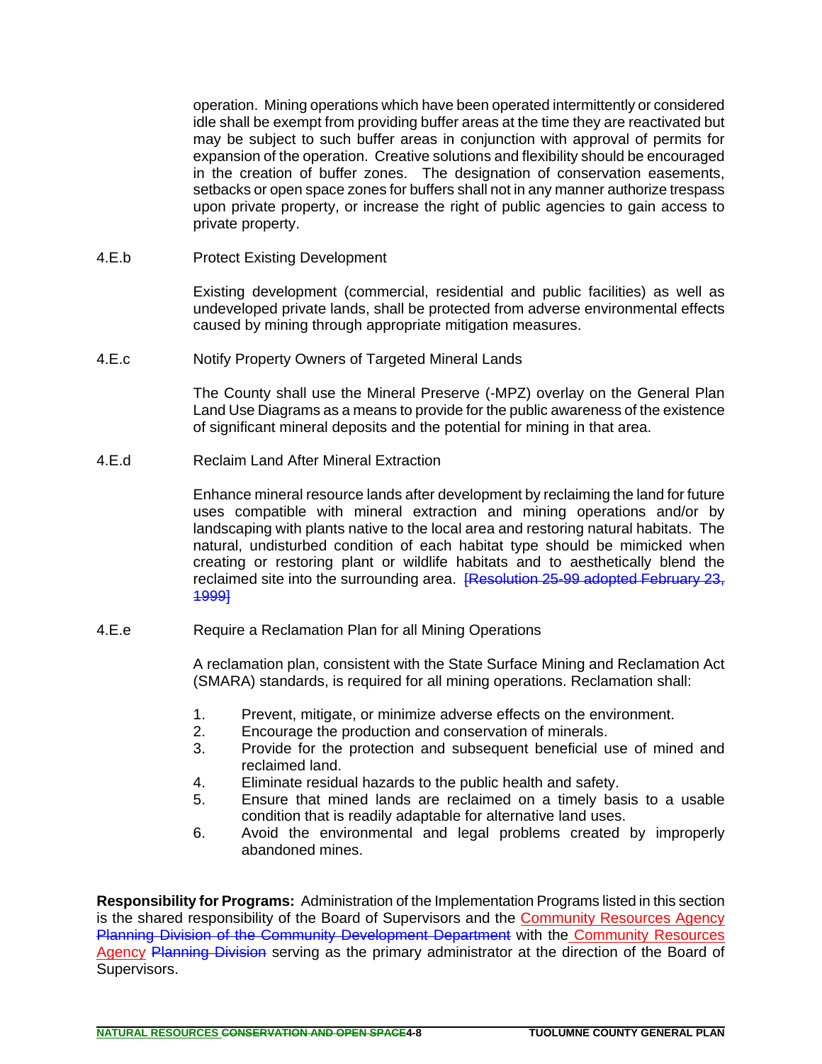operation. Mining operations which have been operated intermittently or considered idle shall be exempt from providing buffer areas at the time they are reactivated but may be subject to such buffer areas in conjunction with approval of permits for expansion of the operation. Creative solutions and flexibility should be encouraged in the creation of buffer zones. The designation of conservation easements, setbacks or open space zones for buffers shall not in any manner authorize trespass upon private property, or increase the right of public agencies to gain access to private property.

4.E.b Protect Existing Development

Existing development (commercial, residential and public facilities) as well as undeveloped private lands, shall be protected from adverse environmental effects caused by mining through appropriate mitigation measures.

4.E.c Notify Property Owners of Targeted Mineral Lands

The County shall use the Mineral Preserve (-MPZ) overlay on the General Plan Land Use Diagrams as a means to provide for the public awareness of the existence of significant mineral deposits and the potential for mining in that area.

4.E.d Reclaim Land After Mineral Extraction

Enhance mineral resource lands after development by reclaiming the land for future uses compatible with mineral extraction and mining operations and/or by landscaping with plants native to the local area and restoring natural habitats. The natural, undisturbed condition of each habitat type should be mimicked when creating or restoring plant or wildlife habitats and to aesthetically blend the reclaimed site into the surrounding area. ~~[Resolution 25-99 adopted February 23, 1999]~~

4.E.e Require a Reclamation Plan for all Mining Operations

A reclamation plan, consistent with the State Surface Mining and Reclamation Act (SMARA) standards, is required for all mining operations. Reclamation shall:

1. Prevent, mitigate, or minimize adverse effects on the environment.
2. Encourage the production and conservation of minerals.
3. Provide for the protection and subsequent beneficial use of mined and reclaimed land.
4. Eliminate residual hazards to the public health and safety.
5. Ensure that mined lands are reclaimed on a timely basis to a usable condition that is readily adaptable for alternative land uses.
6. Avoid the environmental and legal problems created by improperly abandoned mines.

**Responsibility for Programs:** Administration of the Implementation Programs listed in this section is the shared responsibility of the Board of Supervisors and the Community Resources Agency ~~Planning Division of the Community Development Department~~ with the Community Resources Agency ~~Planning Division~~ serving as the primary administrator at the direction of the Board of Supervisors.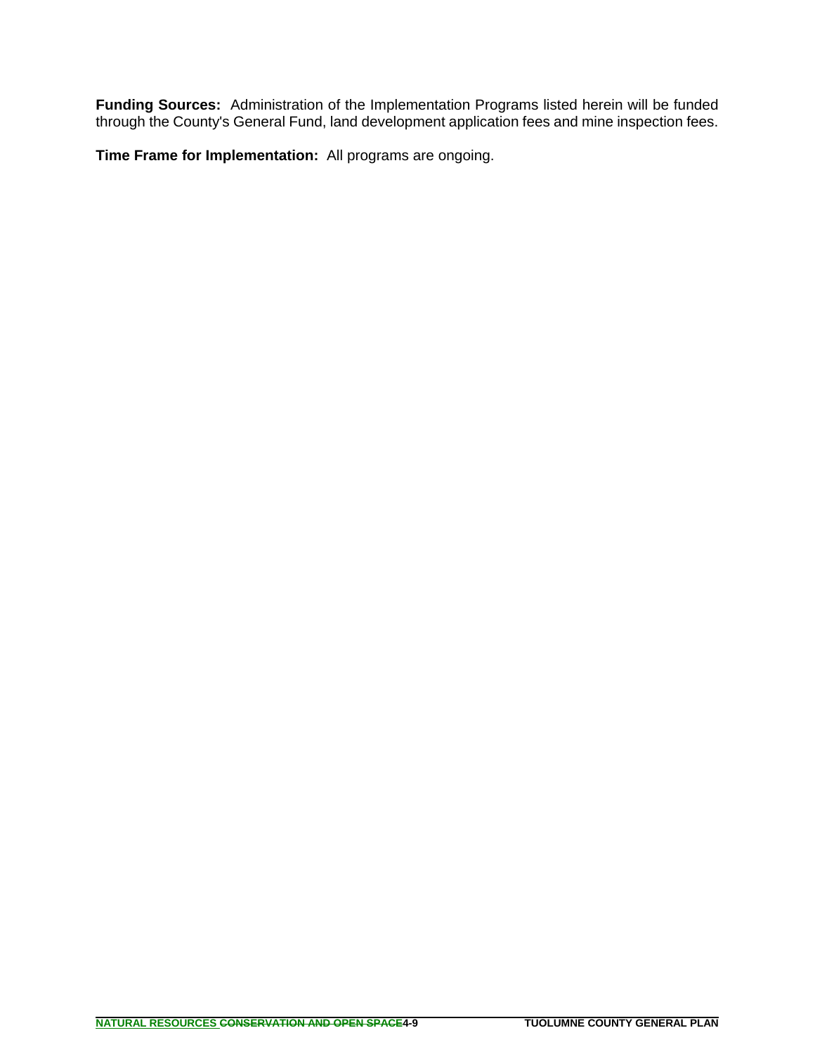**Funding Sources:** Administration of the Implementation Programs listed herein will be funded through the County's General Fund, land development application fees and mine inspection fees.

**Time Frame for Implementation:** All programs are ongoing.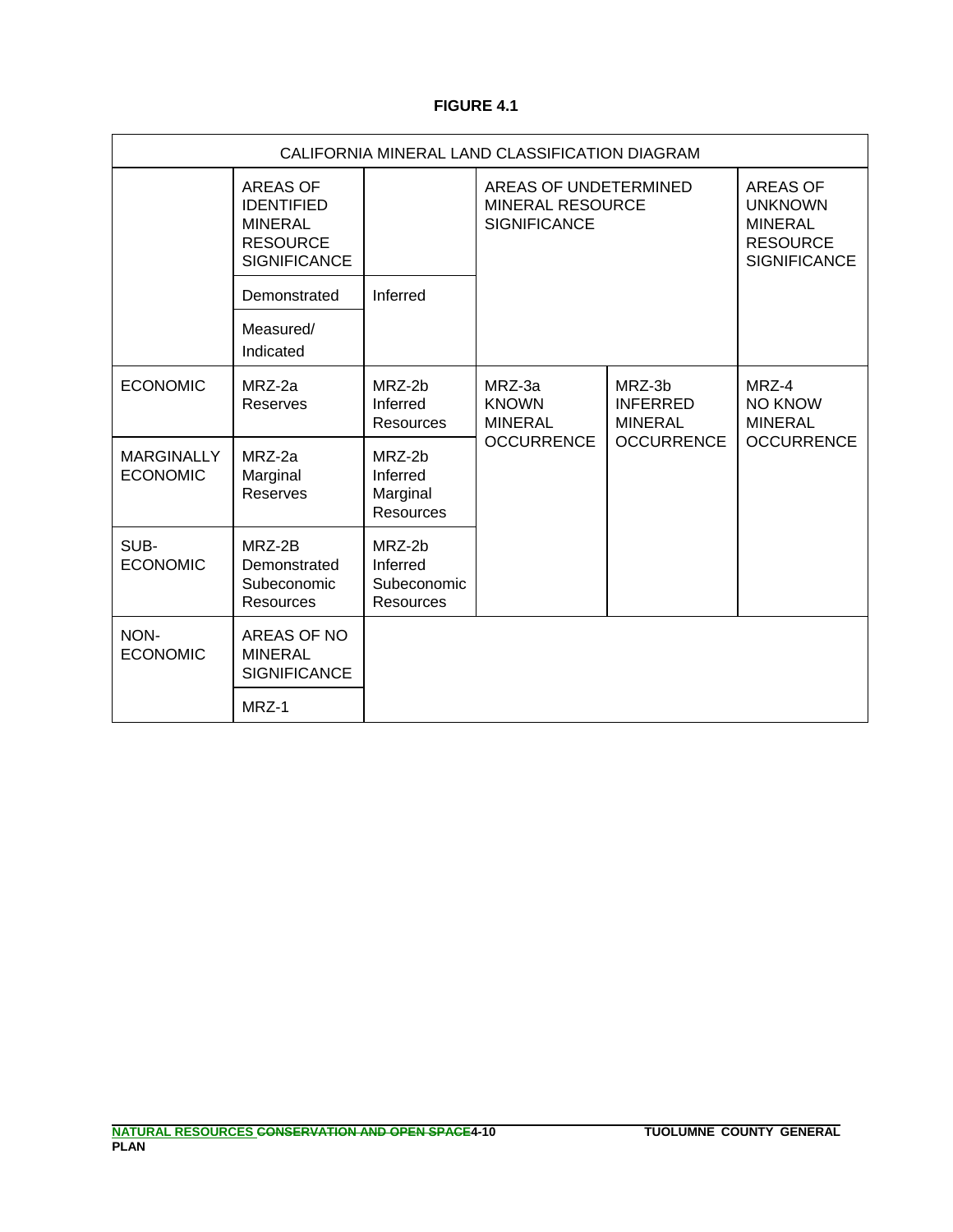**FIGURE 4.1**

| CALIFORNIA MINERAL LAND CLASSIFICATION DIAGRAM | | | | | |
|---|---|---|---|---|---|
| | AREAS OF IDENTIFIED MINERAL RESOURCE SIGNIFICANCE | | AREAS OF UNDETERMINED MINERAL RESOURCE SIGNIFICANCE | | AREAS OF UNKNOWN MINERAL RESOURCE SIGNIFICANCE |
| | Demonstrated | Inferred | | | |
| | Measured/ Indicated | | | | |
| ECONOMIC | MRZ-2a Reserves | MRZ-2b Inferred Resources | MRZ-3a KNOWN MINERAL OCCURRENCE | MRZ-3b INFERRED MINERAL OCCURRENCE | MRZ-4 NO KNOW MINERAL OCCURRENCE |
| MARGINALLY ECONOMIC | MRZ-2a Marginal Reserves | MRZ-2b Inferred Marginal Resources | | | |
| SUB-ECONOMIC | MRZ-2B Demonstrated Subeconomic Resources | MRZ-2b Inferred Subeconomic Resources | | | |
| NON-ECONOMIC | AREAS OF NO MINERAL SIGNIFICANCE | | | | |
| | MRZ-1 | | | | |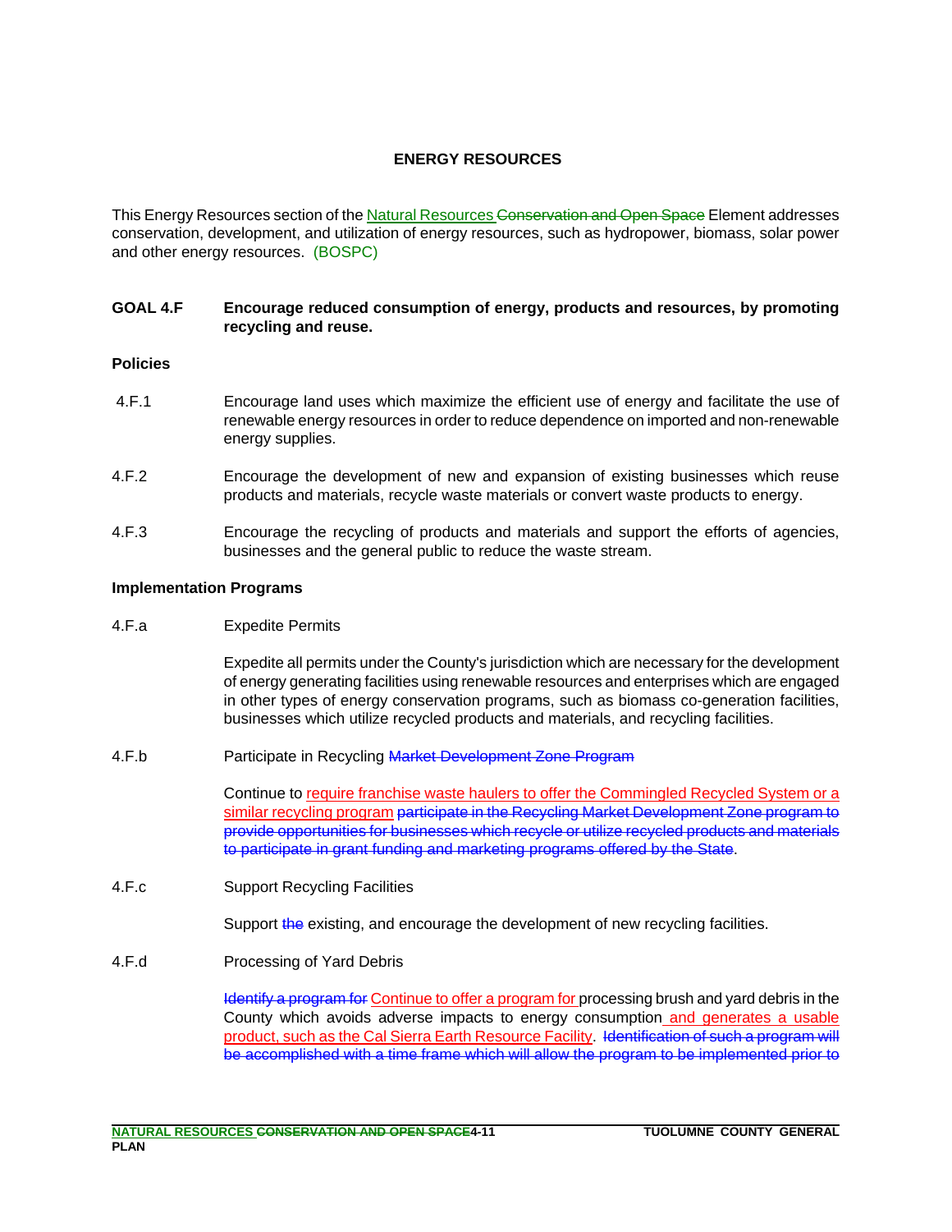## ENERGY RESOURCES

This Energy Resources section of the Natural Resources ~~Conservation and Open Space~~ Element addresses conservation, development, and utilization of energy resources, such as hydropower, biomass, solar power and other energy resources. (BOSPC)

**GOAL 4.F Encourage reduced consumption of energy, products and resources, by promoting recycling and reuse.**

### Policies

4.F.1 Encourage land uses which maximize the efficient use of energy and facilitate the use of renewable energy resources in order to reduce dependence on imported and non-renewable energy supplies.

4.F.2 Encourage the development of new and expansion of existing businesses which reuse products and materials, recycle waste materials or convert waste products to energy.

4.F.3 Encourage the recycling of products and materials and support the efforts of agencies, businesses and the general public to reduce the waste stream.

### Implementation Programs

4.F.a Expedite Permits

Expedite all permits under the County's jurisdiction which are necessary for the development of energy generating facilities using renewable resources and enterprises which are engaged in other types of energy conservation programs, such as biomass co-generation facilities, businesses which utilize recycled products and materials, and recycling facilities.

4.F.b Participate in Recycling ~~Market Development Zone Program~~

Continue to require franchise waste haulers to offer the Commingled Recycled System or a similar recycling program ~~participate in the Recycling Market Development Zone program to provide opportunities for businesses which recycle or utilize recycled products and materials to participate in grant funding and marketing programs offered by the State~~.

4.F.c Support Recycling Facilities

Support ~~the~~ existing, and encourage the development of new recycling facilities.

4.F.d Processing of Yard Debris

~~Identify a program for~~ Continue to offer a program for processing brush and yard debris in the County which avoids adverse impacts to energy consumption and generates a usable product, such as the Cal Sierra Earth Resource Facility. ~~Identification of such a program will be accomplished with a time frame which will allow the program to be implemented prior to~~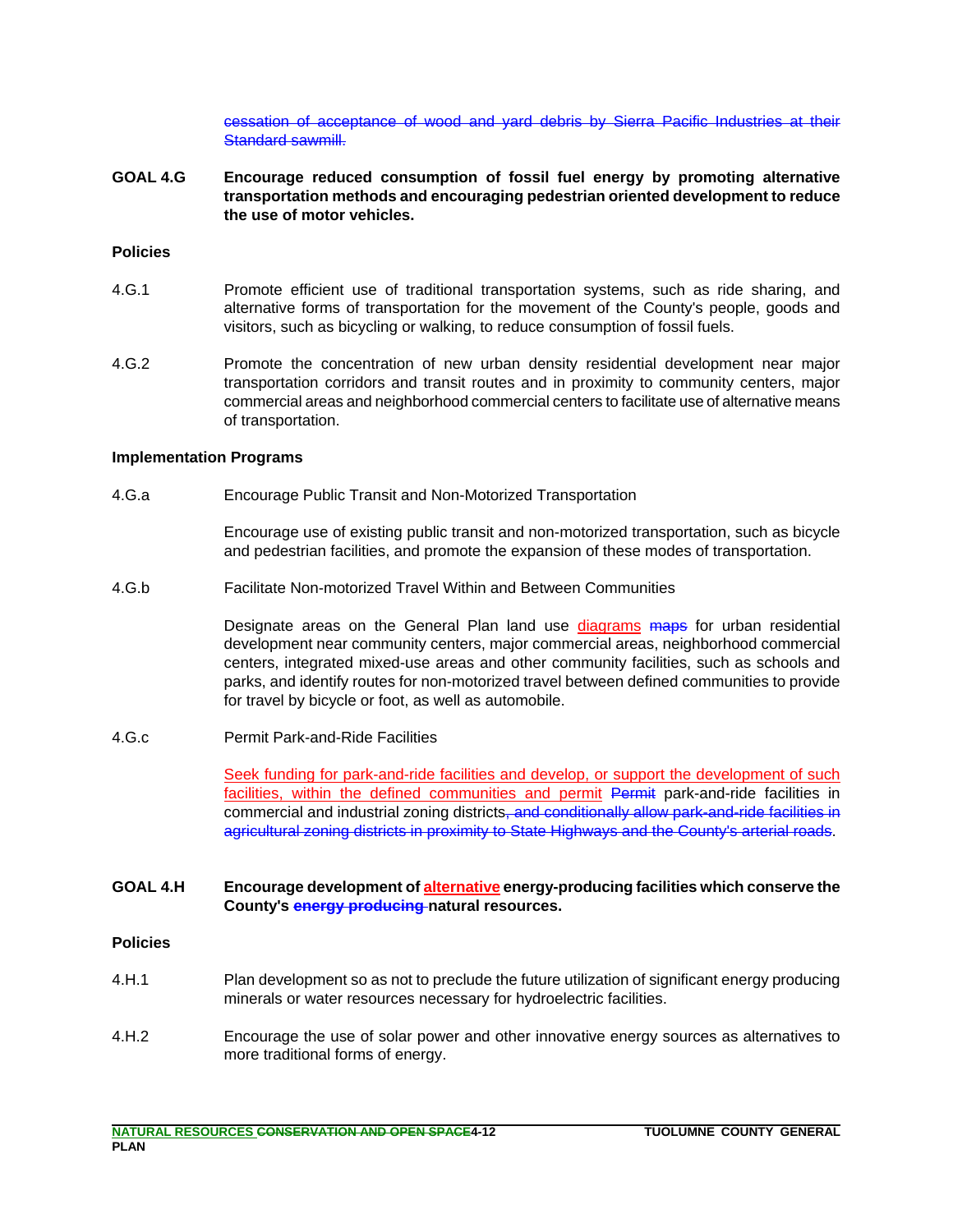~~cessation of acceptance of wood and yard debris by Sierra Pacific Industries at their Standard sawmill.~~

**GOAL 4.G** **Encourage reduced consumption of fossil fuel energy by promoting alternative transportation methods and encouraging pedestrian oriented development to reduce the use of motor vehicles.**

**Policies**

4.G.1 Promote efficient use of traditional transportation systems, such as ride sharing, and alternative forms of transportation for the movement of the County's people, goods and visitors, such as bicycling or walking, to reduce consumption of fossil fuels.

4.G.2 Promote the concentration of new urban density residential development near major transportation corridors and transit routes and in proximity to community centers, major commercial areas and neighborhood commercial centers to facilitate use of alternative means of transportation.

**Implementation Programs**

4.G.a Encourage Public Transit and Non-Motorized Transportation

Encourage use of existing public transit and non-motorized transportation, such as bicycle and pedestrian facilities, and promote the expansion of these modes of transportation.

4.G.b Facilitate Non-motorized Travel Within and Between Communities

Designate areas on the General Plan land use <u>diagrams</u> ~~maps~~ for urban residential development near community centers, major commercial areas, neighborhood commercial centers, integrated mixed-use areas and other community facilities, such as schools and parks, and identify routes for non-motorized travel between defined communities to provide for travel by bicycle or foot, as well as automobile.

4.G.c Permit Park-and-Ride Facilities

<u>Seek funding for park-and-ride facilities and develop, or support the development of such facilities, within the defined communities and permit</u> ~~Permit~~ park-and-ride facilities in commercial and industrial zoning districts~~, and conditionally allow park-and-ride facilities in agricultural zoning districts in proximity to State Highways and the County's arterial roads~~.

**GOAL 4.H** **Encourage development of <u>alternative</u> energy-producing facilities which conserve the County's ~~energy producing~~ natural resources.**

**Policies**

4.H.1 Plan development so as not to preclude the future utilization of significant energy producing minerals or water resources necessary for hydroelectric facilities.

4.H.2 Encourage the use of solar power and other innovative energy sources as alternatives to more traditional forms of energy.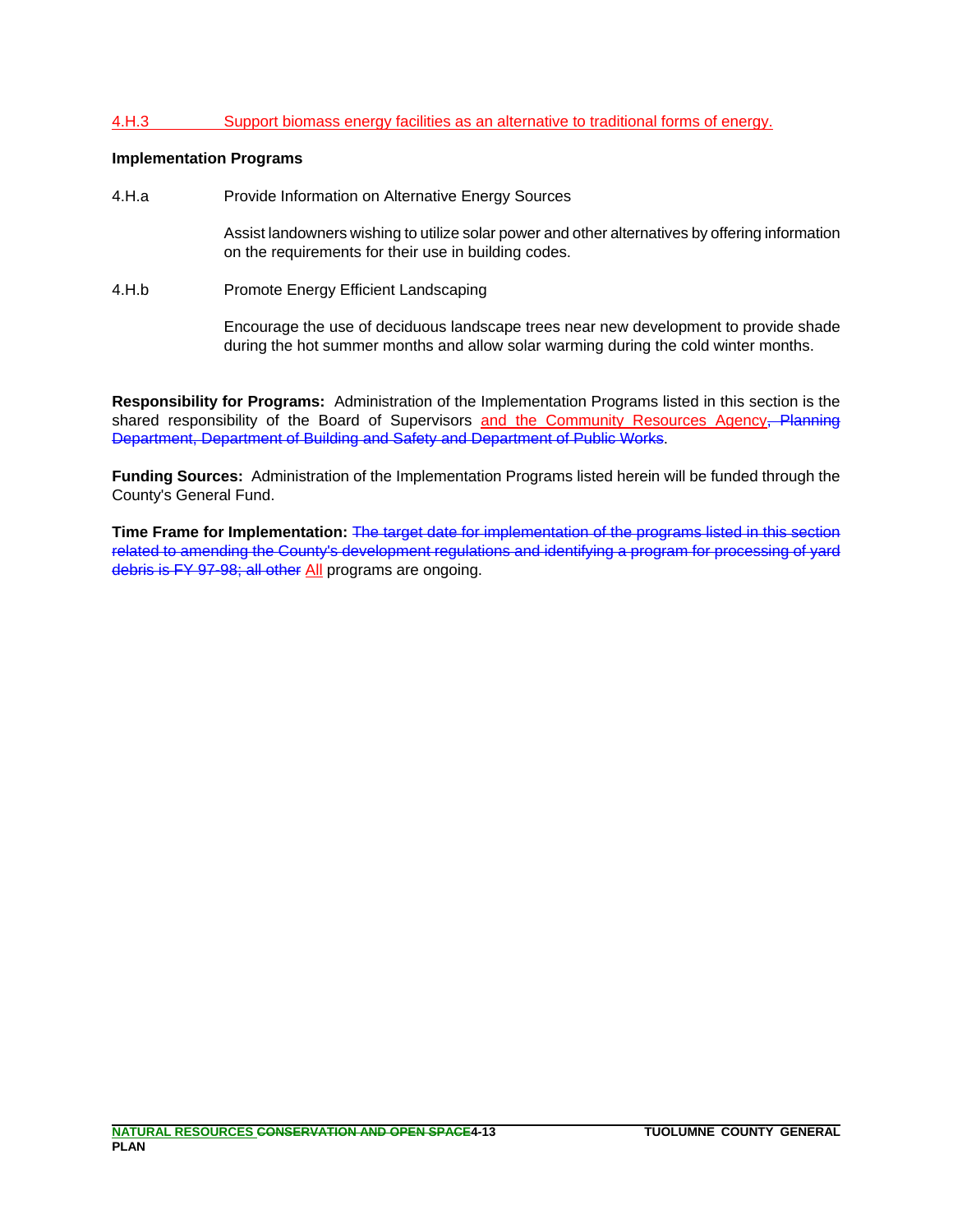4.H.3 Support biomass energy facilities as an alternative to traditional forms of energy.

**Implementation Programs**

4.H.a Provide Information on Alternative Energy Sources

Assist landowners wishing to utilize solar power and other alternatives by offering information on the requirements for their use in building codes.

4.H.b Promote Energy Efficient Landscaping

Encourage the use of deciduous landscape trees near new development to provide shade during the hot summer months and allow solar warming during the cold winter months.

**Responsibility for Programs:** Administration of the Implementation Programs listed in this section is the shared responsibility of the Board of Supervisors and the Community Resources Agency~~, Planning Department, Department of Building and Safety and Department of Public Works~~.

**Funding Sources:** Administration of the Implementation Programs listed herein will be funded through the County's General Fund.

**Time Frame for Implementation:** ~~The target date for implementation of the programs listed in this section related to amending the County's development regulations and identifying a program for processing of yard debris is FY 97-98; all other~~ All programs are ongoing.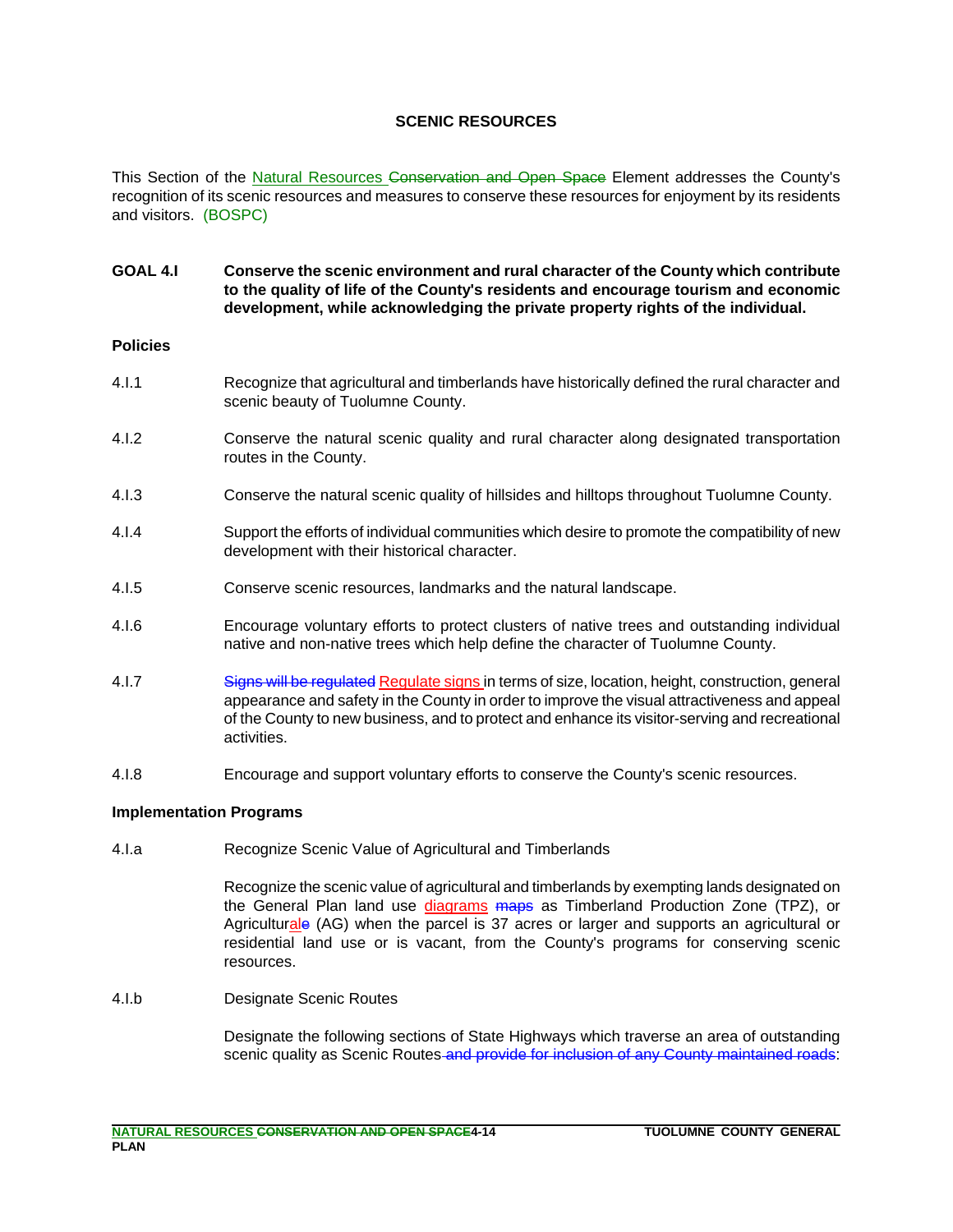## SCENIC RESOURCES

This Section of the Natural Resources ~~Conservation and Open Space~~ Element addresses the County's recognition of its scenic resources and measures to conserve these resources for enjoyment by its residents and visitors. (BOSPC)

**GOAL 4.I** **Conserve the scenic environment and rural character of the County which contribute to the quality of life of the County's residents and encourage tourism and economic development, while acknowledging the private property rights of the individual.**

### Policies

4.I.1 Recognize that agricultural and timberlands have historically defined the rural character and scenic beauty of Tuolumne County.

4.I.2 Conserve the natural scenic quality and rural character along designated transportation routes in the County.

4.I.3 Conserve the natural scenic quality of hillsides and hilltops throughout Tuolumne County.

4.I.4 Support the efforts of individual communities which desire to promote the compatibility of new development with their historical character.

4.I.5 Conserve scenic resources, landmarks and the natural landscape.

4.I.6 Encourage voluntary efforts to protect clusters of native trees and outstanding individual native and non-native trees which help define the character of Tuolumne County.

4.I.7 ~~Signs will be regulated~~ Regulate signs in terms of size, location, height, construction, general appearance and safety in the County in order to improve the visual attractiveness and appeal of the County to new business, and to protect and enhance its visitor-serving and recreational activities.

4.I.8 Encourage and support voluntary efforts to conserve the County's scenic resources.

### Implementation Programs

4.I.a Recognize Scenic Value of Agricultural and Timberlands

Recognize the scenic value of agricultural and timberlands by exempting lands designated on the General Plan land use diagrams ~~maps~~ as Timberland Production Zone (TPZ), or Agricultural~~e~~ (AG) when the parcel is 37 acres or larger and supports an agricultural or residential land use or is vacant, from the County's programs for conserving scenic resources.

4.I.b Designate Scenic Routes

Designate the following sections of State Highways which traverse an area of outstanding scenic quality as Scenic Routes ~~and provide for inclusion of any County maintained roads~~: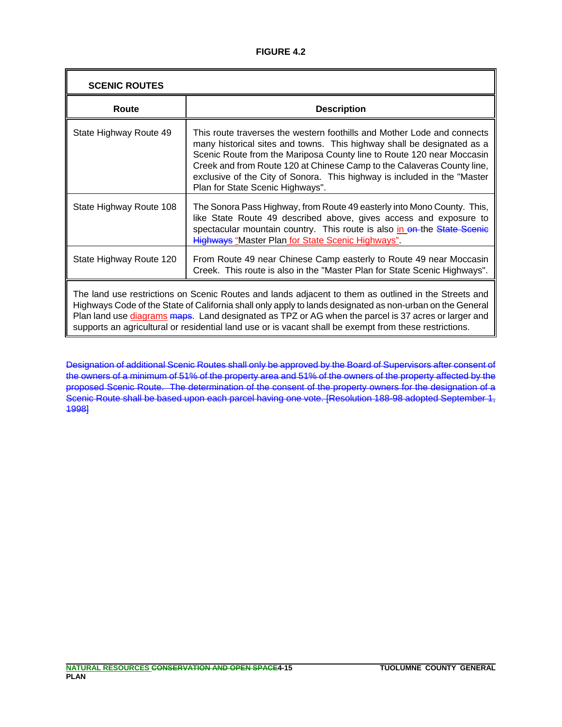**FIGURE 4.2**

| SCENIC ROUTES | |
|---|---|
| **Route** | **Description** |
| State Highway Route 49 | This route traverses the western foothills and Mother Lode and connects many historical sites and towns. This highway shall be designated as a Scenic Route from the Mariposa County line to Route 120 near Moccasin Creek and from Route 120 at Chinese Camp to the Calaveras County line, exclusive of the City of Sonora. This highway is included in the "Master Plan for State Scenic Highways". |
| State Highway Route 108 | The Sonora Pass Highway, from Route 49 easterly into Mono County. This, like State Route 49 described above, gives access and exposure to spectacular mountain country. This route is also in ~~on~~ the ~~State Scenic Highways~~ "Master Plan for State Scenic Highways". |
| State Highway Route 120 | From Route 49 near Chinese Camp easterly to Route 49 near Moccasin Creek. This route is also in the "Master Plan for State Scenic Highways". |
| The land use restrictions on Scenic Routes and lands adjacent to them as outlined in the Streets and Highways Code of the State of California shall only apply to lands designated as non-urban on the General Plan land use diagrams ~~maps~~. Land designated as TPZ or AG when the parcel is 37 acres or larger and supports an agricultural or residential land use or is vacant shall be exempt from these restrictions. | |

~~Designation of additional Scenic Routes shall only be approved by the Board of Supervisors after consent of the owners of a minimum of 51% of the property area and 51% of the owners of the property affected by the proposed Scenic Route. The determination of the consent of the property owners for the designation of a Scenic Route shall be based upon each parcel having one vote. [Resolution 188-98 adopted September 1, 1998]~~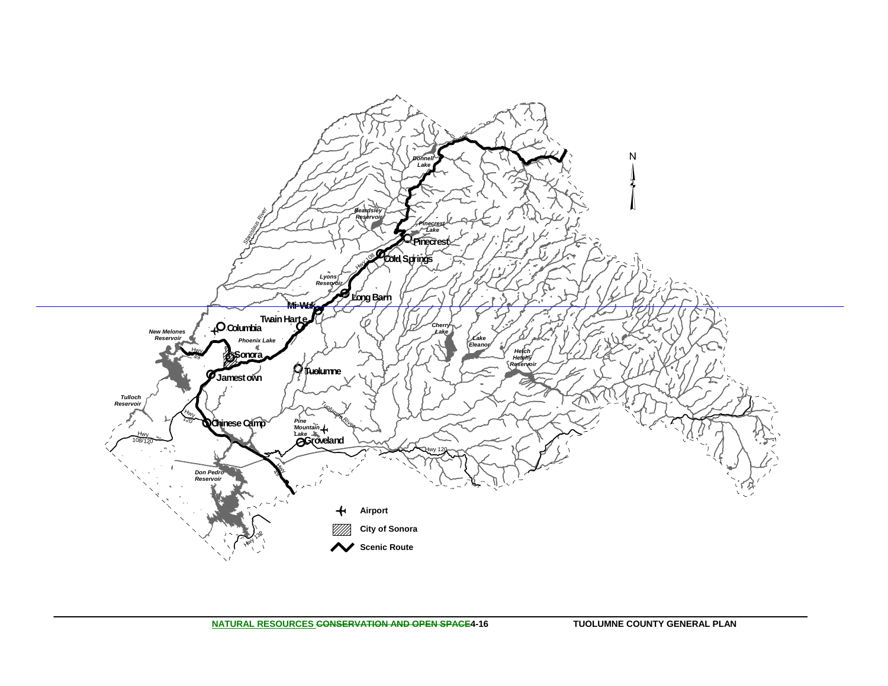- Airport
- City of Sonora
- Scenic Route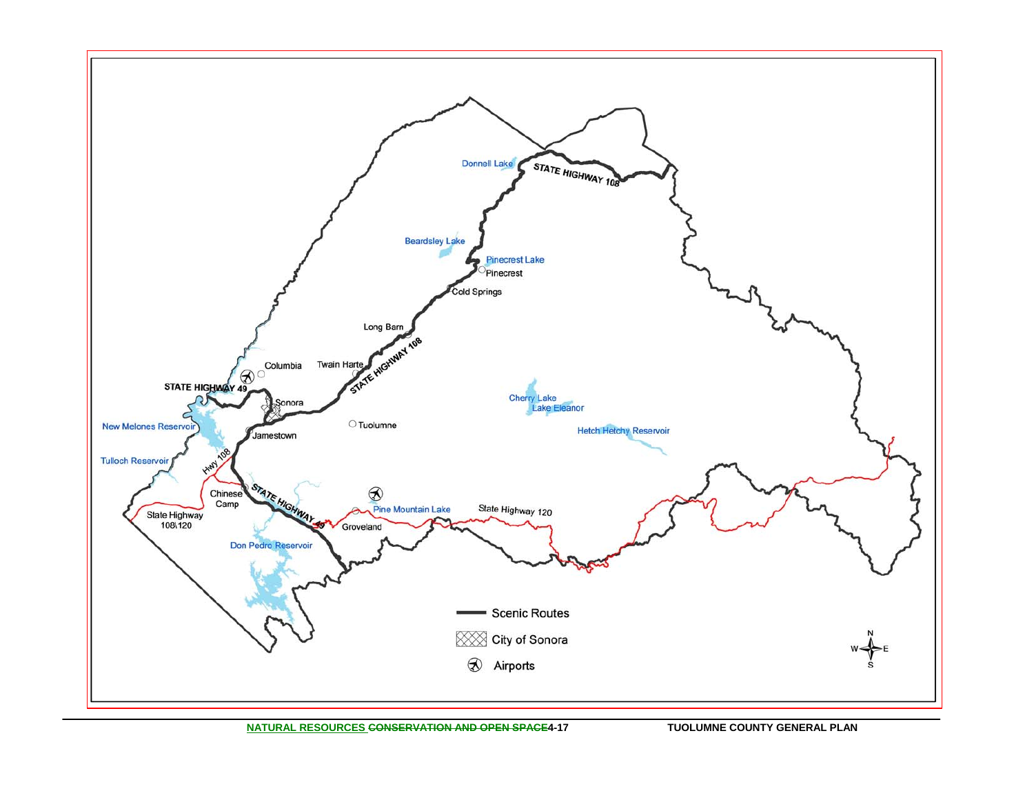- Scenic Routes
- City of Sonora
- Airports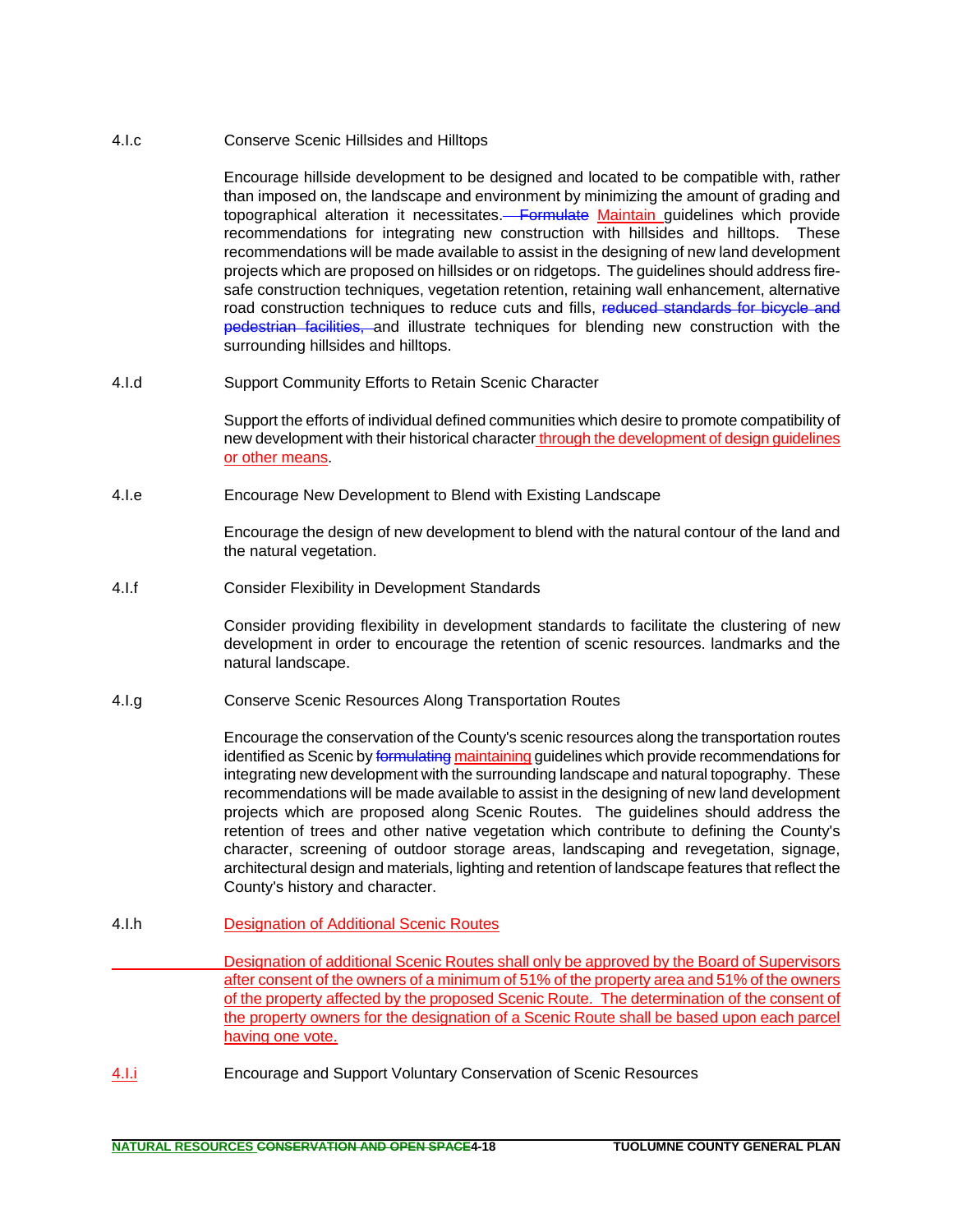4.I.c Conserve Scenic Hillsides and Hilltops

Encourage hillside development to be designed and located to be compatible with, rather than imposed on, the landscape and environment by minimizing the amount of grading and topographical alteration it necessitates. ~~Formulate~~ Maintain guidelines which provide recommendations for integrating new construction with hillsides and hilltops. These recommendations will be made available to assist in the designing of new land development projects which are proposed on hillsides or on ridgetops. The guidelines should address fire-safe construction techniques, vegetation retention, retaining wall enhancement, alternative road construction techniques to reduce cuts and fills, ~~reduced standards for bicycle and pedestrian facilities,~~ and illustrate techniques for blending new construction with the surrounding hillsides and hilltops.

4.I.d Support Community Efforts to Retain Scenic Character

Support the efforts of individual defined communities which desire to promote compatibility of new development with their historical character through the development of design guidelines or other means.

4.I.e Encourage New Development to Blend with Existing Landscape

Encourage the design of new development to blend with the natural contour of the land and the natural vegetation.

4.I.f Consider Flexibility in Development Standards

Consider providing flexibility in development standards to facilitate the clustering of new development in order to encourage the retention of scenic resources. landmarks and the natural landscape.

4.I.g Conserve Scenic Resources Along Transportation Routes

Encourage the conservation of the County's scenic resources along the transportation routes identified as Scenic by ~~formulating~~ maintaining guidelines which provide recommendations for integrating new development with the surrounding landscape and natural topography. These recommendations will be made available to assist in the designing of new land development projects which are proposed along Scenic Routes. The guidelines should address the retention of trees and other native vegetation which contribute to defining the County's character, screening of outdoor storage areas, landscaping and revegetation, signage, architectural design and materials, lighting and retention of landscape features that reflect the County's history and character.

4.I.h Designation of Additional Scenic Routes

Designation of additional Scenic Routes shall only be approved by the Board of Supervisors after consent of the owners of a minimum of 51% of the property area and 51% of the owners of the property affected by the proposed Scenic Route. The determination of the consent of the property owners for the designation of a Scenic Route shall be based upon each parcel having one vote.

4.I.i Encourage and Support Voluntary Conservation of Scenic Resources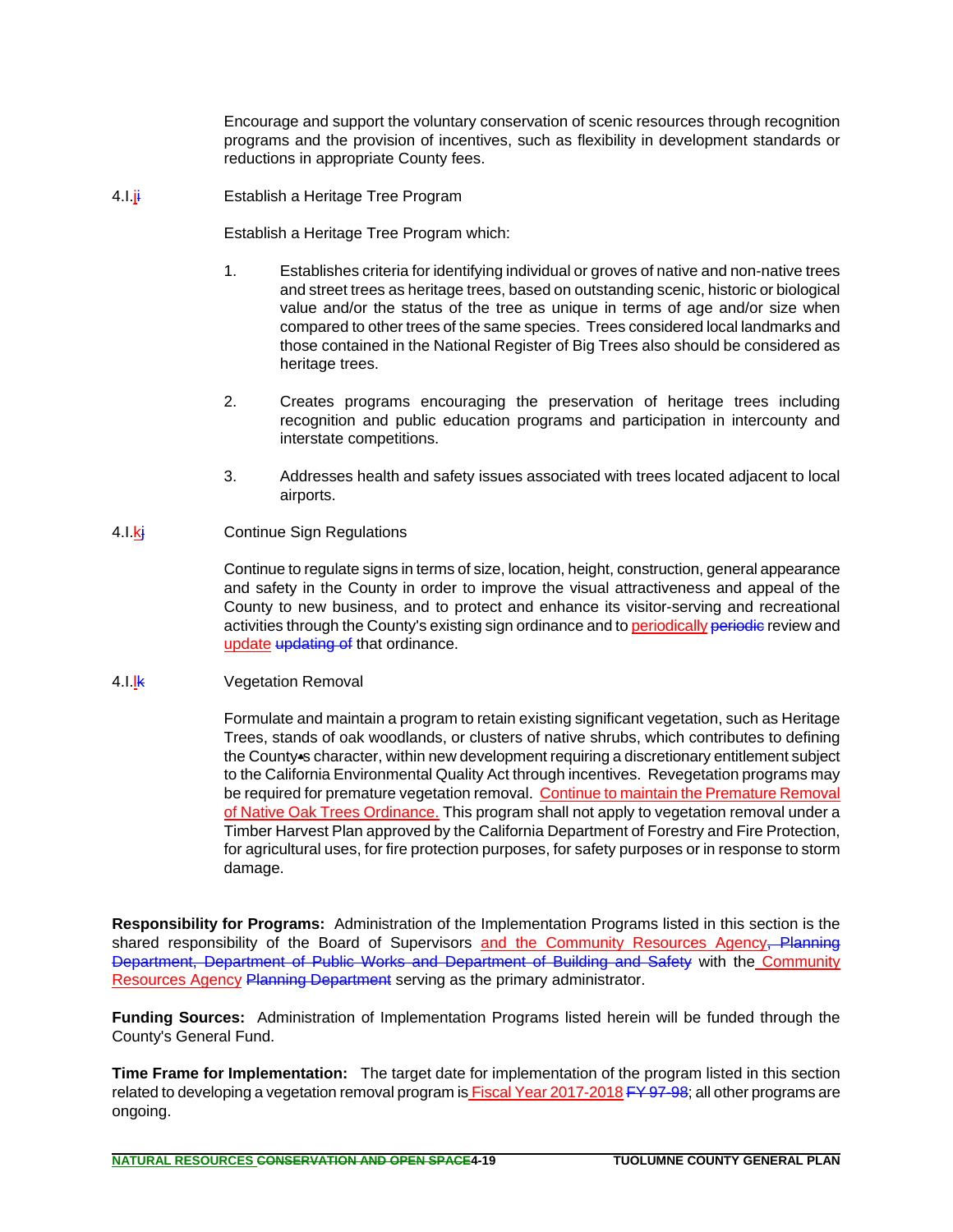Encourage and support the voluntary conservation of scenic resources through recognition programs and the provision of incentives, such as flexibility in development standards or reductions in appropriate County fees.

4.I.ji Establish a Heritage Tree Program

Establish a Heritage Tree Program which:

1. Establishes criteria for identifying individual or groves of native and non-native trees and street trees as heritage trees, based on outstanding scenic, historic or biological value and/or the status of the tree as unique in terms of age and/or size when compared to other trees of the same species. Trees considered local landmarks and those contained in the National Register of Big Trees also should be considered as heritage trees.

2. Creates programs encouraging the preservation of heritage trees including recognition and public education programs and participation in intercounty and interstate competitions.

3. Addresses health and safety issues associated with trees located adjacent to local airports.

4.I.kj Continue Sign Regulations

Continue to regulate signs in terms of size, location, height, construction, general appearance and safety in the County in order to improve the visual attractiveness and appeal of the County to new business, and to protect and enhance its visitor-serving and recreational activities through the County's existing sign ordinance and to periodically ~~periodic~~ review and update ~~updating of~~ that ordinance.

4.I.lk Vegetation Removal

Formulate and maintain a program to retain existing significant vegetation, such as Heritage Trees, stands of oak woodlands, or clusters of native shrubs, which contributes to defining the County's character, within new development requiring a discretionary entitlement subject to the California Environmental Quality Act through incentives. Revegetation programs may be required for premature vegetation removal. Continue to maintain the Premature Removal of Native Oak Trees Ordinance. This program shall not apply to vegetation removal under a Timber Harvest Plan approved by the California Department of Forestry and Fire Protection, for agricultural uses, for fire protection purposes, for safety purposes or in response to storm damage.

**Responsibility for Programs:** Administration of the Implementation Programs listed in this section is the shared responsibility of the Board of Supervisors and the Community Resources Agency~~, Planning Department, Department of Public Works and Department of Building and Safety~~ with the Community Resources Agency ~~Planning Department~~ serving as the primary administrator.

**Funding Sources:** Administration of Implementation Programs listed herein will be funded through the County's General Fund.

**Time Frame for Implementation:** The target date for implementation of the program listed in this section related to developing a vegetation removal program is Fiscal Year 2017-2018 ~~FY 97-98~~; all other programs are ongoing.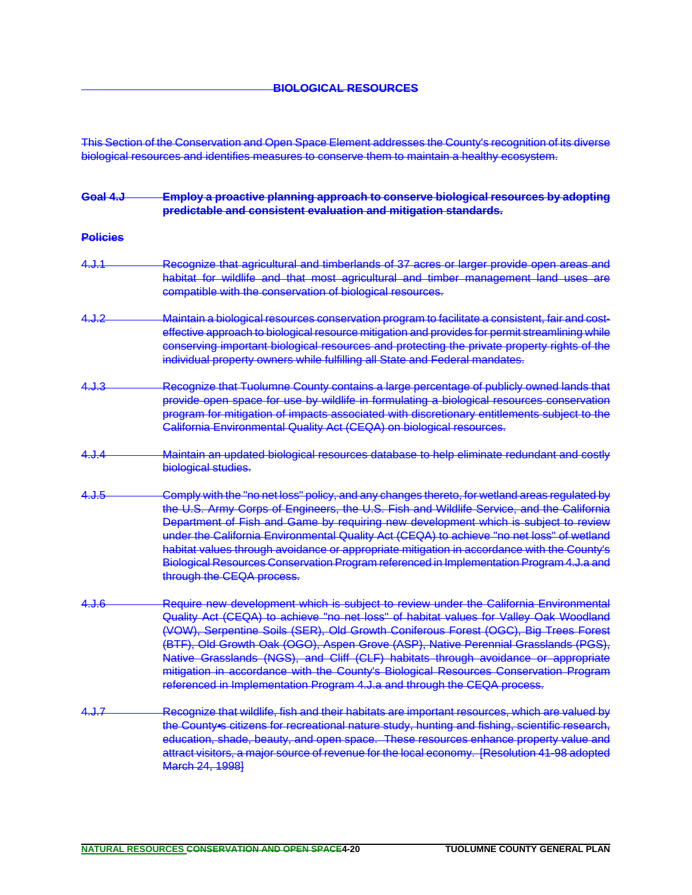## BIOLOGICAL RESOURCES

This Section of the Conservation and Open Space Element addresses the County's recognition of its diverse biological resources and identifies measures to conserve them to maintain a healthy ecosystem.

**Goal 4.J Employ a proactive planning approach to conserve biological resources by adopting predictable and consistent evaluation and mitigation standards.**

**Policies**

4.J.1 Recognize that agricultural and timberlands of 37 acres or larger provide open areas and habitat for wildlife and that most agricultural and timber management land uses are compatible with the conservation of biological resources.

4.J.2 Maintain a biological resources conservation program to facilitate a consistent, fair and cost-effective approach to biological resource mitigation and provides for permit streamlining while conserving important biological resources and protecting the private property rights of the individual property owners while fulfilling all State and Federal mandates.

4.J.3 Recognize that Tuolumne County contains a large percentage of publicly owned lands that provide open space for use by wildlife in formulating a biological resources conservation program for mitigation of impacts associated with discretionary entitlements subject to the California Environmental Quality Act (CEQA) on biological resources.

4.J.4 Maintain an updated biological resources database to help eliminate redundant and costly biological studies.

4.J.5 Comply with the "no net loss" policy, and any changes thereto, for wetland areas regulated by the U.S. Army Corps of Engineers, the U.S. Fish and Wildlife Service, and the California Department of Fish and Game by requiring new development which is subject to review under the California Environmental Quality Act (CEQA) to achieve "no net loss" of wetland habitat values through avoidance or appropriate mitigation in accordance with the County's Biological Resources Conservation Program referenced in Implementation Program 4.J.a and through the CEQA process.

4.J.6 Require new development which is subject to review under the California Environmental Quality Act (CEQA) to achieve "no net loss" of habitat values for Valley Oak Woodland (VOW), Serpentine Soils (SER), Old Growth Coniferous Forest (OGC), Big Trees Forest (BTF), Old Growth Oak (OGO), Aspen Grove (ASP), Native Perennial Grasslands (PGS), Native Grasslands (NGS), and Cliff (CLF) habitats through avoidance or appropriate mitigation in accordance with the County's Biological Resources Conservation Program referenced in Implementation Program 4.J.a and through the CEQA process.

4.J.7 Recognize that wildlife, fish and their habitats are important resources, which are valued by the County•s citizens for recreational nature study, hunting and fishing, scientific research, education, shade, beauty, and open space. These resources enhance property value and attract visitors, a major source of revenue for the local economy. [Resolution 41-98 adopted March 24, 1998]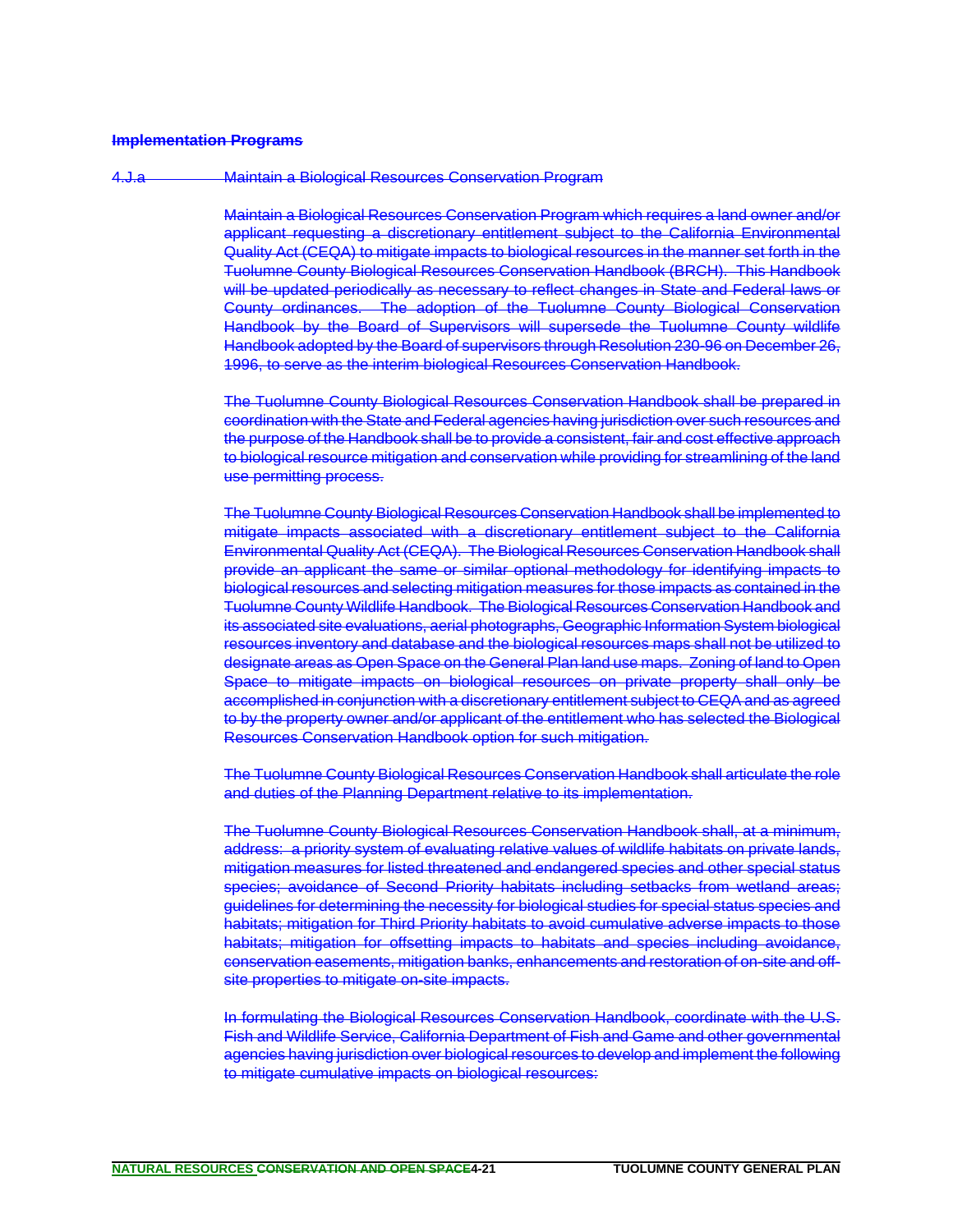**Implementation Programs**

4.J.a Maintain a Biological Resources Conservation Program

Maintain a Biological Resources Conservation Program which requires a land owner and/or applicant requesting a discretionary entitlement subject to the California Environmental Quality Act (CEQA) to mitigate impacts to biological resources in the manner set forth in the Tuolumne County Biological Resources Conservation Handbook (BRCH). This Handbook will be updated periodically as necessary to reflect changes in State and Federal laws or County ordinances. The adoption of the Tuolumne County Biological Conservation Handbook by the Board of Supervisors will supersede the Tuolumne County wildlife Handbook adopted by the Board of supervisors through Resolution 230-96 on December 26, 1996, to serve as the interim biological Resources Conservation Handbook.

The Tuolumne County Biological Resources Conservation Handbook shall be prepared in coordination with the State and Federal agencies having jurisdiction over such resources and the purpose of the Handbook shall be to provide a consistent, fair and cost effective approach to biological resource mitigation and conservation while providing for streamlining of the land use permitting process.

The Tuolumne County Biological Resources Conservation Handbook shall be implemented to mitigate impacts associated with a discretionary entitlement subject to the California Environmental Quality Act (CEQA). The Biological Resources Conservation Handbook shall provide an applicant the same or similar optional methodology for identifying impacts to biological resources and selecting mitigation measures for those impacts as contained in the Tuolumne County Wildlife Handbook. The Biological Resources Conservation Handbook and its associated site evaluations, aerial photographs, Geographic Information System biological resources inventory and database and the biological resources maps shall not be utilized to designate areas as Open Space on the General Plan land use maps. Zoning of land to Open Space to mitigate impacts on biological resources on private property shall only be accomplished in conjunction with a discretionary entitlement subject to CEQA and as agreed to by the property owner and/or applicant of the entitlement who has selected the Biological Resources Conservation Handbook option for such mitigation.

The Tuolumne County Biological Resources Conservation Handbook shall articulate the role and duties of the Planning Department relative to its implementation.

The Tuolumne County Biological Resources Conservation Handbook shall, at a minimum, address: a priority system of evaluating relative values of wildlife habitats on private lands, mitigation measures for listed threatened and endangered species and other special status species; avoidance of Second Priority habitats including setbacks from wetland areas; guidelines for determining the necessity for biological studies for special status species and habitats; mitigation for Third Priority habitats to avoid cumulative adverse impacts to those habitats; mitigation for offsetting impacts to habitats and species including avoidance, conservation easements, mitigation banks, enhancements and restoration of on-site and off-site properties to mitigate on-site impacts.

In formulating the Biological Resources Conservation Handbook, coordinate with the U.S. Fish and Wildlife Service, California Department of Fish and Game and other governmental agencies having jurisdiction over biological resources to develop and implement the following to mitigate cumulative impacts on biological resources: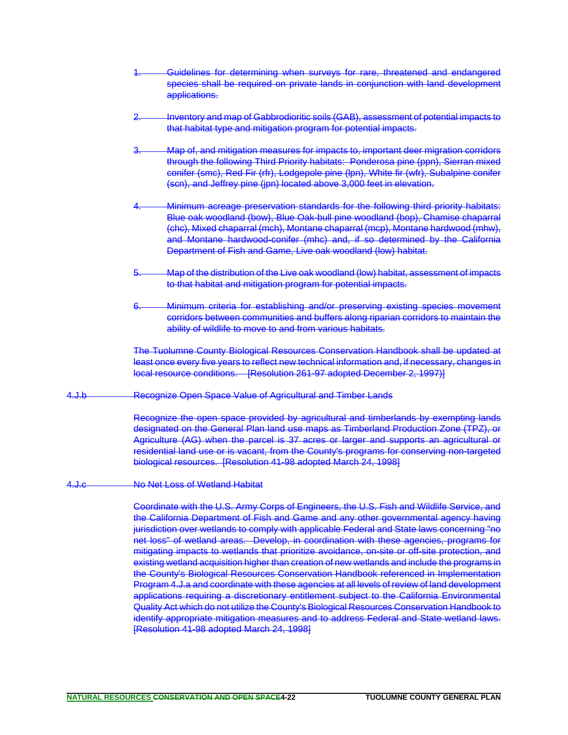1. Guidelines for determining when surveys for rare, threatened and endangered species shall be required on private lands in conjunction with land development applications.

2. Inventory and map of Gabbrodioritic soils (GAB), assessment of potential impacts to that habitat type and mitigation program for potential impacts.

3. Map of, and mitigation measures for impacts to, important deer migration corridors through the following Third Priority habitats: Ponderosa pine (ppn), Sierran mixed conifer (smc), Red Fir (rfr), Lodgepole pine (lpn), White fir (wfr), Subalpine conifer (scn), and Jeffrey pine (jpn) located above 3,000 feet in elevation.

4. Minimum acreage preservation standards for the following third priority habitats: Blue oak woodland (bow), Blue Oak-bull pine woodland (bop), Chamise chaparral (chc), Mixed chaparral (mch), Montane chaparral (mcp), Montane hardwood (mhw), and Montane hardwood-conifer (mhc) and, if so determined by the California Department of Fish and Game, Live oak woodland (low) habitat.

5. Map of the distribution of the Live oak woodland (low) habitat, assessment of impacts to that habitat and mitigation program for potential impacts.

6. Minimum criteria for establishing and/or preserving existing species movement corridors between communities and buffers along riparian corridors to maintain the ability of wildlife to move to and from various habitats.

The Tuolumne County Biological Resources Conservation Handbook shall be updated at least once every five years to reflect new technical information and, if necessary, changes in local resource conditions. [Resolution 261-97 adopted December 2, 1997)]

4.J.b Recognize Open Space Value of Agricultural and Timber Lands

Recognize the open space provided by agricultural and timberlands by exempting lands designated on the General Plan land use maps as Timberland Production Zone (TPZ), or Agriculture (AG) when the parcel is 37 acres or larger and supports an agricultural or residential land use or is vacant, from the County's programs for conserving non-targeted biological resources. [Resolution 41-98 adopted March 24, 1998]

4.J.c No Net Loss of Wetland Habitat

Coordinate with the U.S. Army Corps of Engineers, the U.S. Fish and Wildlife Service, and the California Department of Fish and Game and any other governmental agency having jurisdiction over wetlands to comply with applicable Federal and State laws concerning "no net loss" of wetland areas. Develop, in coordination with these agencies, programs for mitigating impacts to wetlands that prioritize avoidance, on-site or off-site protection, and existing wetland acquisition higher than creation of new wetlands and include the programs in the County's Biological Resources Conservation Handbook referenced in Implementation Program 4.J.a and coordinate with these agencies at all levels of review of land development applications requiring a discretionary entitlement subject to the California Environmental Quality Act which do not utilize the County's Biological Resources Conservation Handbook to identify appropriate mitigation measures and to address Federal and State wetland laws. [Resolution 41-98 adopted March 24, 1998]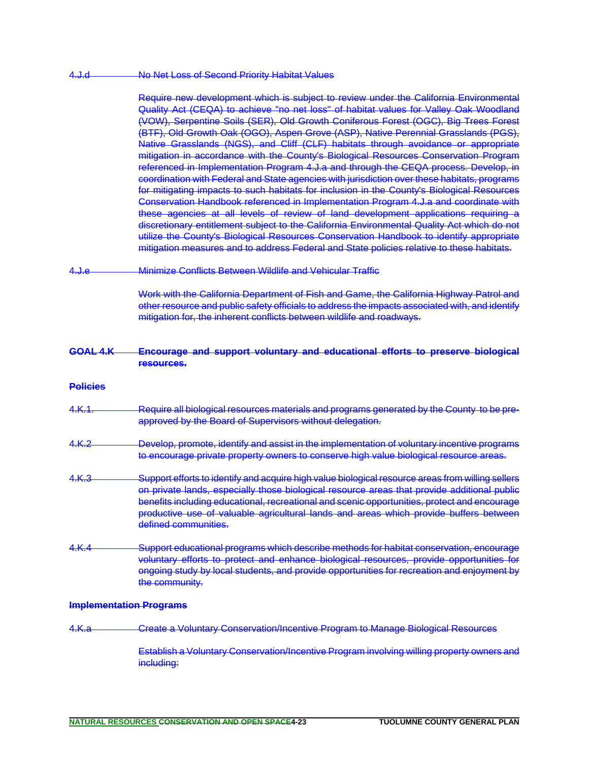4.J.d No Net Loss of Second Priority Habitat Values

Require new development which is subject to review under the California Environmental Quality Act (CEQA) to achieve "no net loss" of habitat values for Valley Oak Woodland (VOW), Serpentine Soils (SER), Old Growth Coniferous Forest (OGC), Big Trees Forest (BTF), Old Growth Oak (OGO), Aspen Grove (ASP), Native Perennial Grasslands (PGS), Native Grasslands (NGS), and Cliff (CLF) habitats through avoidance or appropriate mitigation in accordance with the County's Biological Resources Conservation Program referenced in Implementation Program 4.J.a and through the CEQA process. Develop, in coordination with Federal and State agencies with jurisdiction over these habitats, programs for mitigating impacts to such habitats for inclusion in the County's Biological Resources Conservation Handbook referenced in Implementation Program 4.J.a and coordinate with these agencies at all levels of review of land development applications requiring a discretionary entitlement subject to the California Environmental Quality Act which do not utilize the County's Biological Resources Conservation Handbook to identify appropriate mitigation measures and to address Federal and State policies relative to these habitats.

4.J.e Minimize Conflicts Between Wildlife and Vehicular Traffic

Work with the California Department of Fish and Game, the California Highway Patrol and other resource and public safety officials to address the impacts associated with, and identify mitigation for, the inherent conflicts between wildlife and roadways.

**GOAL 4.K Encourage and support voluntary and educational efforts to preserve biological resources.**

**Policies**

4.K.1. Require all biological resources materials and programs generated by the County to be pre-approved by the Board of Supervisors without delegation.

4.K.2 Develop, promote, identify and assist in the implementation of voluntary incentive programs to encourage private property owners to conserve high value biological resource areas.

4.K.3 Support efforts to identify and acquire high value biological resource areas from willing sellers on private lands, especially those biological resource areas that provide additional public benefits including educational, recreational and scenic opportunities, protect and encourage productive use of valuable agricultural lands and areas which provide buffers between defined communities.

4.K.4 Support educational programs which describe methods for habitat conservation, encourage voluntary efforts to protect and enhance biological resources, provide opportunities for ongoing study by local students, and provide opportunities for recreation and enjoyment by the community.

**Implementation Programs**

4.K.a Create a Voluntary Conservation/Incentive Program to Manage Biological Resources

Establish a Voluntary Conservation/Incentive Program involving willing property owners and including: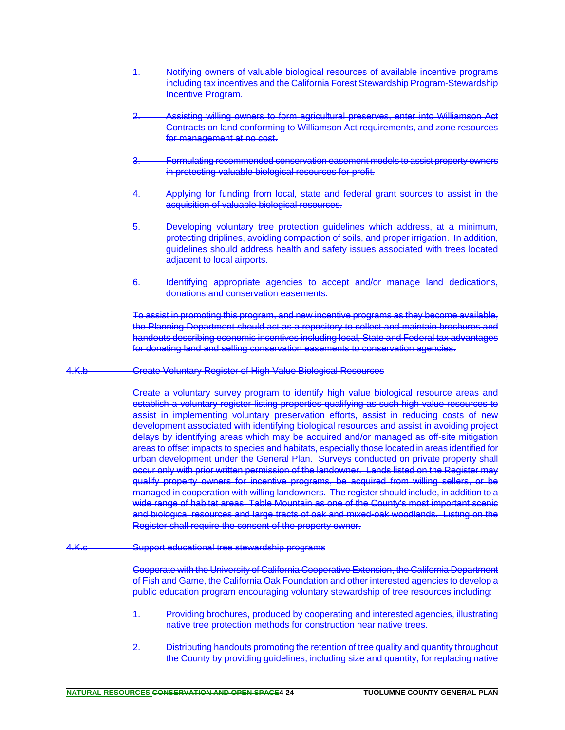1. Notifying owners of valuable biological resources of available incentive programs including tax incentives and the California Forest Stewardship Program-Stewardship Incentive Program.

2. Assisting willing owners to form agricultural preserves, enter into Williamson Act Contracts on land conforming to Williamson Act requirements, and zone resources for management at no cost.

3. Formulating recommended conservation easement models to assist property owners in protecting valuable biological resources for profit.

4. Applying for funding from local, state and federal grant sources to assist in the acquisition of valuable biological resources.

5. Developing voluntary tree protection guidelines which address, at a minimum, protecting driplines, avoiding compaction of soils, and proper irrigation. In addition, guidelines should address health and safety issues associated with trees located adjacent to local airports.

6. Identifying appropriate agencies to accept and/or manage land dedications, donations and conservation easements.

To assist in promoting this program, and new incentive programs as they become available, the Planning Department should act as a repository to collect and maintain brochures and handouts describing economic incentives including local, State and Federal tax advantages for donating land and selling conservation easements to conservation agencies.

4.K.b Create Voluntary Register of High Value Biological Resources

Create a voluntary survey program to identify high value biological resource areas and establish a voluntary register listing properties qualifying as such high value resources to assist in implementing voluntary preservation efforts, assist in reducing costs of new development associated with identifying biological resources and assist in avoiding project delays by identifying areas which may be acquired and/or managed as off-site mitigation areas to offset impacts to species and habitats, especially those located in areas identified for urban development under the General Plan. Surveys conducted on private property shall occur only with prior written permission of the landowner. Lands listed on the Register may qualify property owners for incentive programs, be acquired from willing sellers, or be managed in cooperation with willing landowners. The register should include, in addition to a wide range of habitat areas, Table Mountain as one of the County's most important scenic and biological resources and large tracts of oak and mixed-oak woodlands. Listing on the Register shall require the consent of the property owner.

4.K.c Support educational tree stewardship programs

Cooperate with the University of California Cooperative Extension, the California Department of Fish and Game, the California Oak Foundation and other interested agencies to develop a public education program encouraging voluntary stewardship of tree resources including:

1. Providing brochures, produced by cooperating and interested agencies, illustrating native tree protection methods for construction near native trees.

2. Distributing handouts promoting the retention of tree quality and quantity throughout the County by providing guidelines, including size and quantity, for replacing native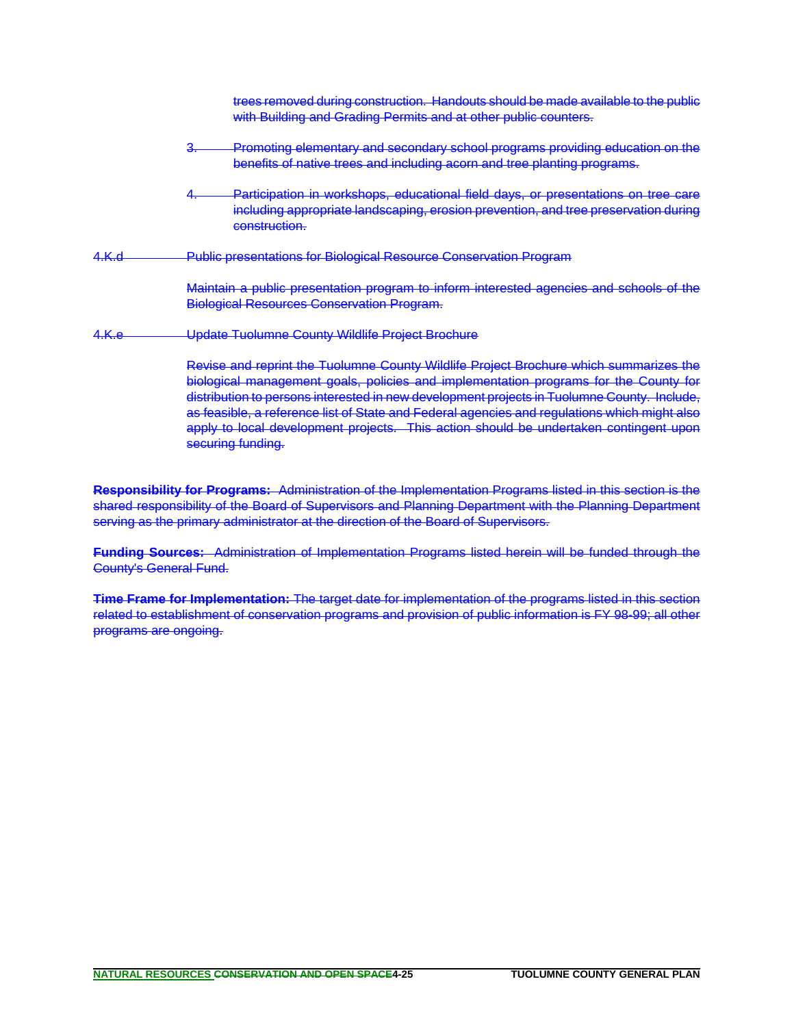trees removed during construction. Handouts should be made available to the public with Building and Grading Permits and at other public counters.

3. Promoting elementary and secondary school programs providing education on the benefits of native trees and including acorn and tree planting programs.

4. Participation in workshops, educational field days, or presentations on tree care including appropriate landscaping, erosion prevention, and tree preservation during construction.

4.K.d Public presentations for Biological Resource Conservation Program

Maintain a public presentation program to inform interested agencies and schools of the Biological Resources Conservation Program.

4.K.e Update Tuolumne County Wildlife Project Brochure

Revise and reprint the Tuolumne County Wildlife Project Brochure which summarizes the biological management goals, policies and implementation programs for the County for distribution to persons interested in new development projects in Tuolumne County. Include, as feasible, a reference list of State and Federal agencies and regulations which might also apply to local development projects. This action should be undertaken contingent upon securing funding.

**Responsibility for Programs:** Administration of the Implementation Programs listed in this section is the shared responsibility of the Board of Supervisors and Planning Department with the Planning Department serving as the primary administrator at the direction of the Board of Supervisors.

**Funding Sources:** Administration of Implementation Programs listed herein will be funded through the County's General Fund.

**Time Frame for Implementation:** The target date for implementation of the programs listed in this section related to establishment of conservation programs and provision of public information is FY 98-99; all other programs are ongoing.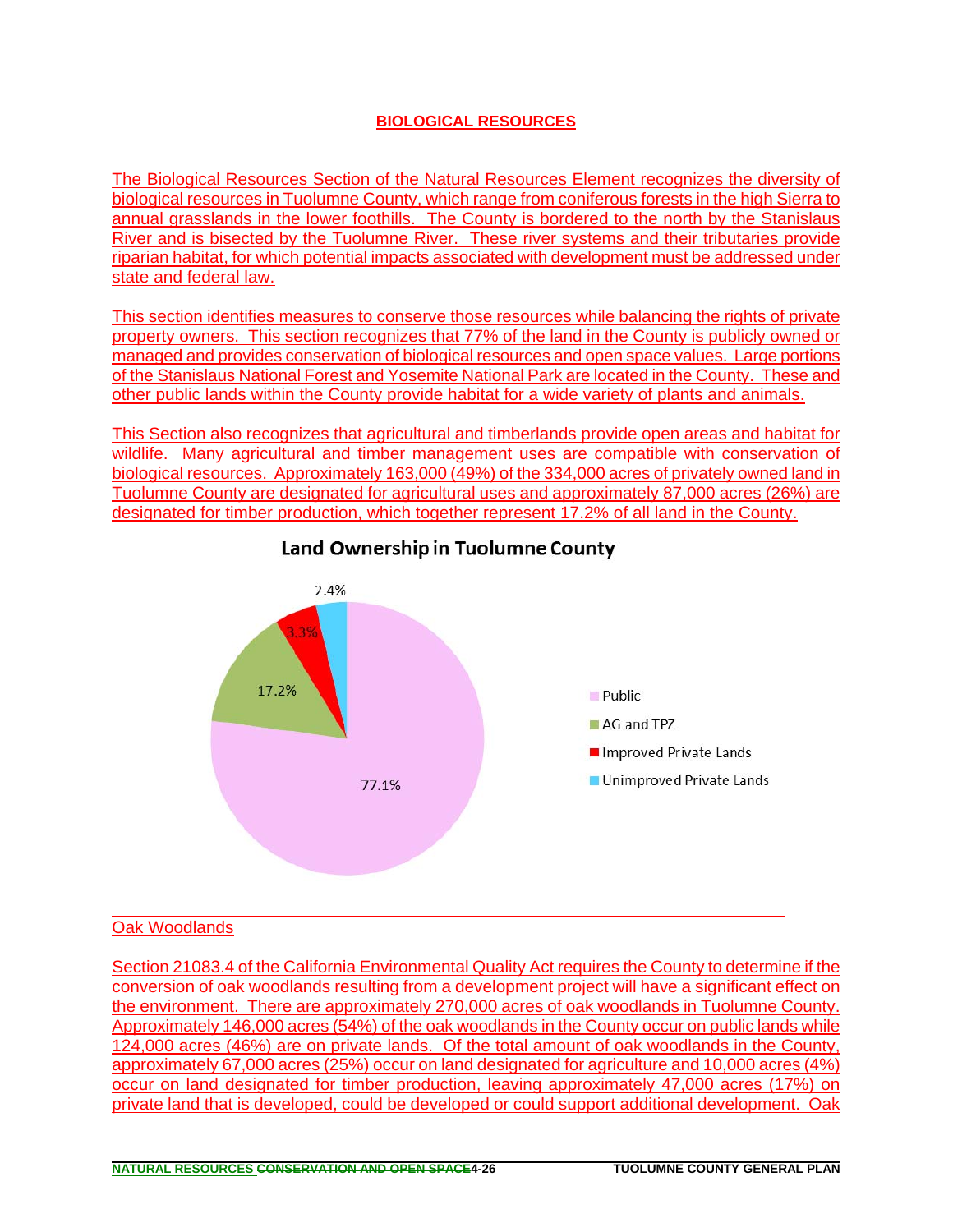## BIOLOGICAL RESOURCES

The Biological Resources Section of the Natural Resources Element recognizes the diversity of biological resources in Tuolumne County, which range from coniferous forests in the high Sierra to annual grasslands in the lower foothills. The County is bordered to the north by the Stanislaus River and is bisected by the Tuolumne River. These river systems and their tributaries provide riparian habitat, for which potential impacts associated with development must be addressed under state and federal law.

This section identifies measures to conserve those resources while balancing the rights of private property owners. This section recognizes that 77% of the land in the County is publicly owned or managed and provides conservation of biological resources and open space values. Large portions of the Stanislaus National Forest and Yosemite National Park are located in the County. These and other public lands within the County provide habitat for a wide variety of plants and animals.

This Section also recognizes that agricultural and timberlands provide open areas and habitat for wildlife. Many agricultural and timber management uses are compatible with conservation of biological resources. Approximately 163,000 (49%) of the 334,000 acres of privately owned land in Tuolumne County are designated for agricultural uses and approximately 87,000 acres (26%) are designated for timber production, which together represent 17.2% of all land in the County.

**Land Ownership in Tuolumne County**

| Category | Percent |
|---|---|
| Public | 77.1% |
| AG and TPZ | 17.2% |
| Improved Private Lands | 3.3% |
| Unimproved Private Lands | 2.4% |

### Oak Woodlands

Section 21083.4 of the California Environmental Quality Act requires the County to determine if the conversion of oak woodlands resulting from a development project will have a significant effect on the environment. There are approximately 270,000 acres of oak woodlands in Tuolumne County. Approximately 146,000 acres (54%) of the oak woodlands in the County occur on public lands while 124,000 acres (46%) are on private lands. Of the total amount of oak woodlands in the County, approximately 67,000 acres (25%) occur on land designated for agriculture and 10,000 acres (4%) occur on land designated for timber production, leaving approximately 47,000 acres (17%) on private land that is developed, could be developed or could support additional development. Oak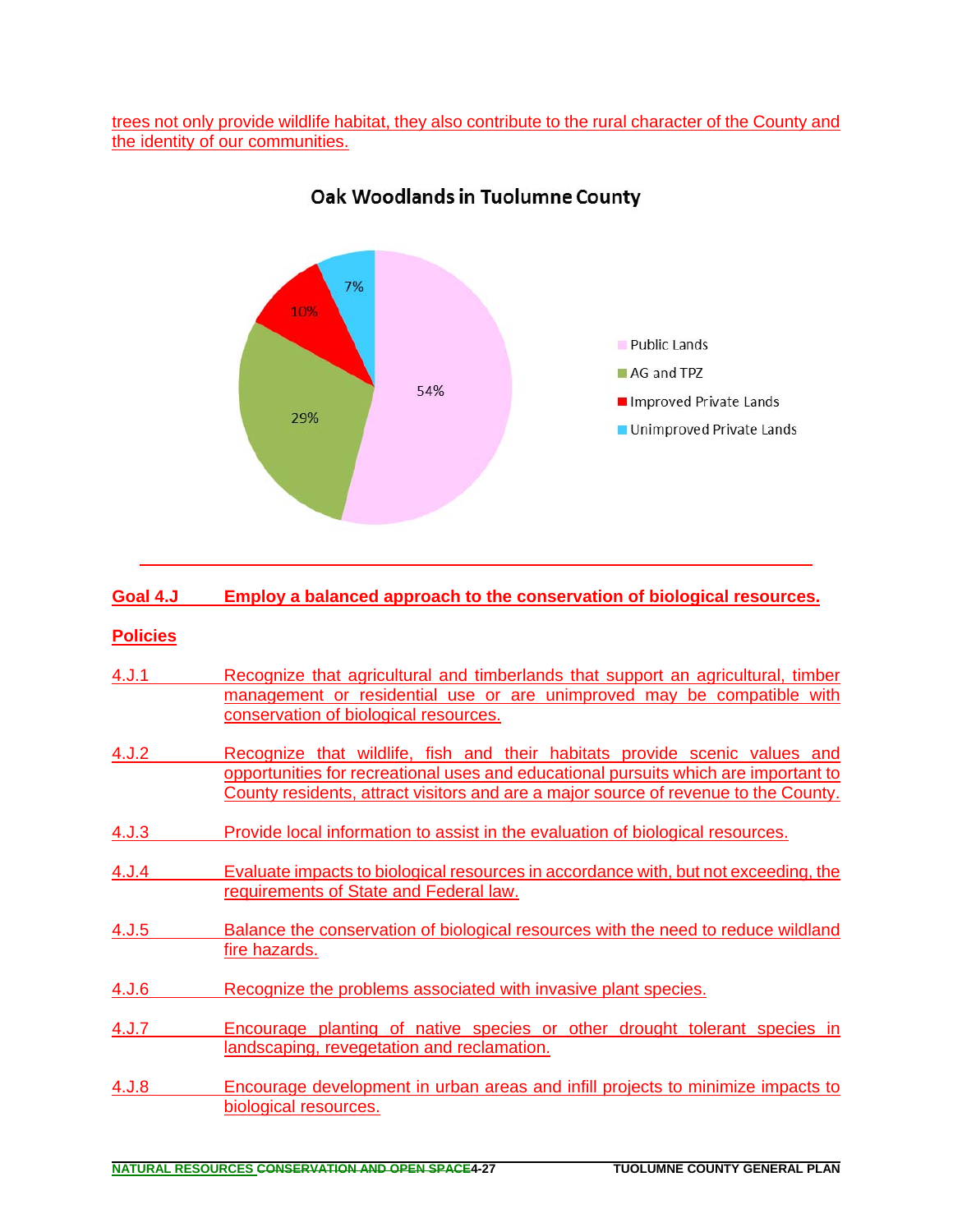trees not only provide wildlife habitat, they also contribute to the rural character of the County and the identity of our communities.

**Oak Woodlands in Tuolumne County**

| Category | Percentage |
|---|---|
| Public Lands | 54% |
| AG and TPZ | 29% |
| Improved Private Lands | 10% |
| Unimproved Private Lands | 7% |

---

## Goal 4.J Employ a balanced approach to the conservation of biological resources.

### Policies

4.J.1 Recognize that agricultural and timberlands that support an agricultural, timber management or residential use or are unimproved may be compatible with conservation of biological resources.

4.J.2 Recognize that wildlife, fish and their habitats provide scenic values and opportunities for recreational uses and educational pursuits which are important to County residents, attract visitors and are a major source of revenue to the County.

4.J.3 Provide local information to assist in the evaluation of biological resources.

4.J.4 Evaluate impacts to biological resources in accordance with, but not exceeding, the requirements of State and Federal law.

4.J.5 Balance the conservation of biological resources with the need to reduce wildland fire hazards.

4.J.6 Recognize the problems associated with invasive plant species.

4.J.7 Encourage planting of native species or other drought tolerant species in landscaping, revegetation and reclamation.

4.J.8 Encourage development in urban areas and infill projects to minimize impacts to biological resources.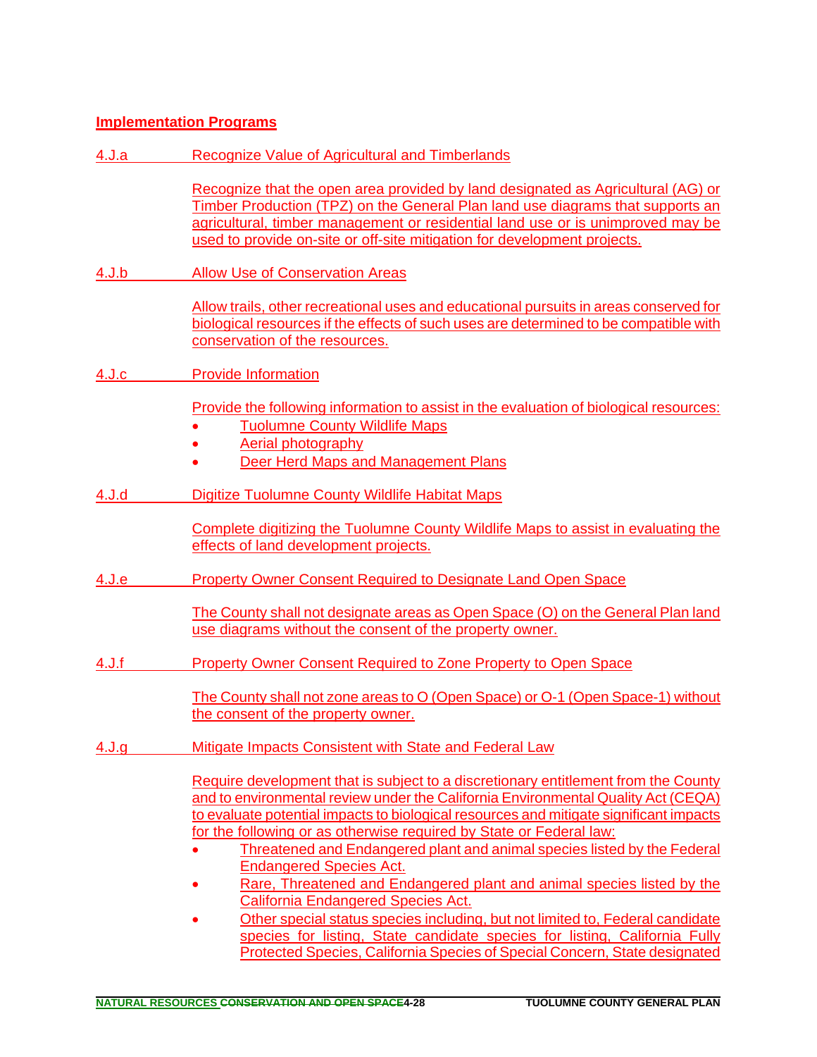## Implementation Programs

### 4.J.a Recognize Value of Agricultural and Timberlands

Recognize that the open area provided by land designated as Agricultural (AG) or Timber Production (TPZ) on the General Plan land use diagrams that supports an agricultural, timber management or residential land use or is unimproved may be used to provide on-site or off-site mitigation for development projects.

### 4.J.b Allow Use of Conservation Areas

Allow trails, other recreational uses and educational pursuits in areas conserved for biological resources if the effects of such uses are determined to be compatible with conservation of the resources.

### 4.J.c Provide Information

Provide the following information to assist in the evaluation of biological resources:

- Tuolumne County Wildlife Maps
- Aerial photography
- Deer Herd Maps and Management Plans

### 4.J.d Digitize Tuolumne County Wildlife Habitat Maps

Complete digitizing the Tuolumne County Wildlife Maps to assist in evaluating the effects of land development projects.

### 4.J.e Property Owner Consent Required to Designate Land Open Space

The County shall not designate areas as Open Space (O) on the General Plan land use diagrams without the consent of the property owner.

### 4.J.f Property Owner Consent Required to Zone Property to Open Space

The County shall not zone areas to O (Open Space) or O-1 (Open Space-1) without the consent of the property owner.

### 4.J.g Mitigate Impacts Consistent with State and Federal Law

Require development that is subject to a discretionary entitlement from the County and to environmental review under the California Environmental Quality Act (CEQA) to evaluate potential impacts to biological resources and mitigate significant impacts for the following or as otherwise required by State or Federal law:

- Threatened and Endangered plant and animal species listed by the Federal Endangered Species Act.
- Rare, Threatened and Endangered plant and animal species listed by the California Endangered Species Act.
- Other special status species including, but not limited to, Federal candidate species for listing, State candidate species for listing, California Fully Protected Species, California Species of Special Concern, State designated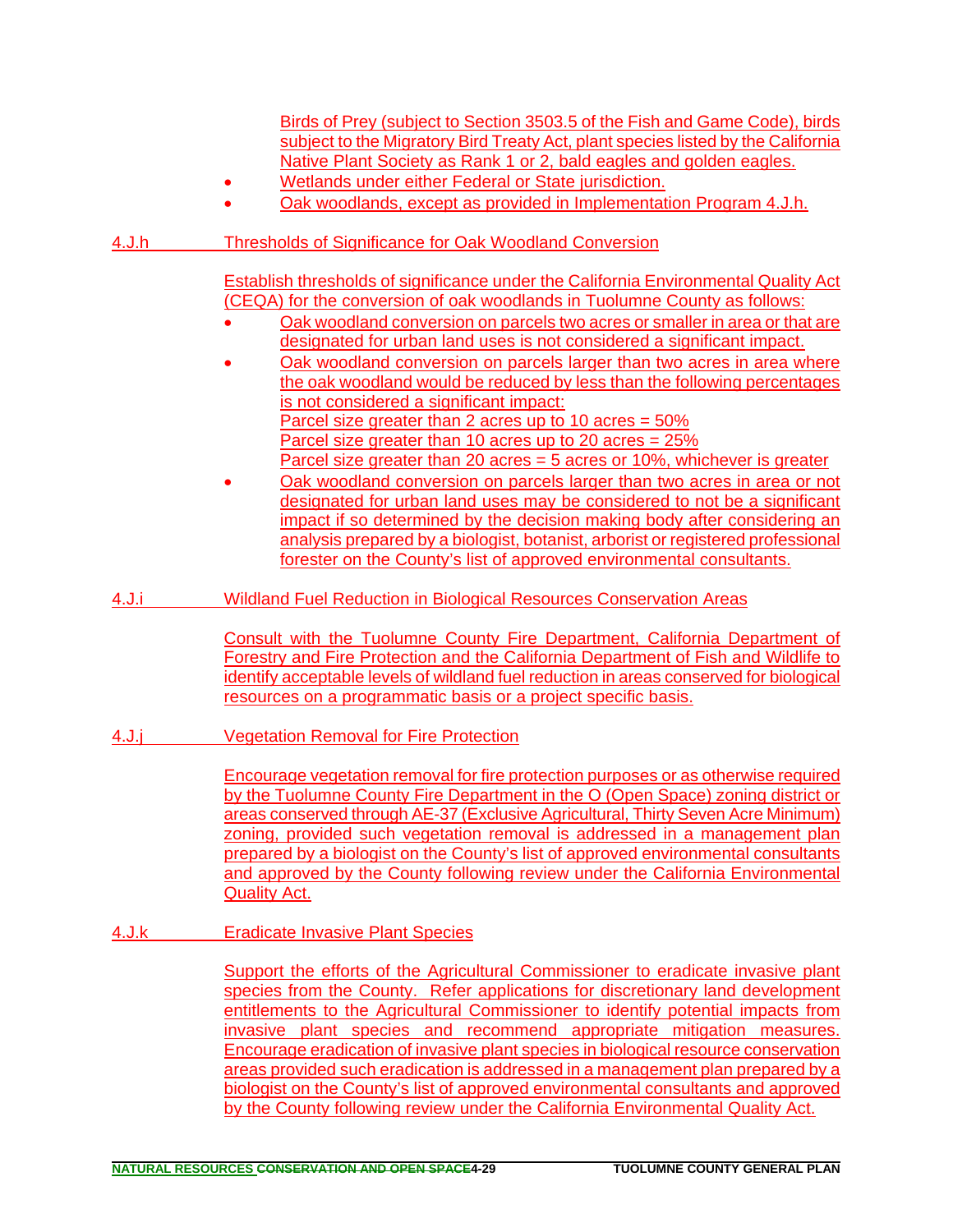Birds of Prey (subject to Section 3503.5 of the Fish and Game Code), birds subject to the Migratory Bird Treaty Act, plant species listed by the California Native Plant Society as Rank 1 or 2, bald eagles and golden eagles.

- Wetlands under either Federal or State jurisdiction.
- Oak woodlands, except as provided in Implementation Program 4.J.h.

### 4.J.h Thresholds of Significance for Oak Woodland Conversion

Establish thresholds of significance under the California Environmental Quality Act (CEQA) for the conversion of oak woodlands in Tuolumne County as follows:

- Oak woodland conversion on parcels two acres or smaller in area or that are designated for urban land uses is not considered a significant impact.
- Oak woodland conversion on parcels larger than two acres in area where the oak woodland would be reduced by less than the following percentages is not considered a significant impact:
  Parcel size greater than 2 acres up to 10 acres = 50%
  Parcel size greater than 10 acres up to 20 acres = 25%
  Parcel size greater than 20 acres = 5 acres or 10%, whichever is greater
- Oak woodland conversion on parcels larger than two acres in area or not designated for urban land uses may be considered to not be a significant impact if so determined by the decision making body after considering an analysis prepared by a biologist, botanist, arborist or registered professional forester on the County's list of approved environmental consultants.

### 4.J.i Wildland Fuel Reduction in Biological Resources Conservation Areas

Consult with the Tuolumne County Fire Department, California Department of Forestry and Fire Protection and the California Department of Fish and Wildlife to identify acceptable levels of wildland fuel reduction in areas conserved for biological resources on a programmatic basis or a project specific basis.

### 4.J.j Vegetation Removal for Fire Protection

Encourage vegetation removal for fire protection purposes or as otherwise required by the Tuolumne County Fire Department in the O (Open Space) zoning district or areas conserved through AE-37 (Exclusive Agricultural, Thirty Seven Acre Minimum) zoning, provided such vegetation removal is addressed in a management plan prepared by a biologist on the County's list of approved environmental consultants and approved by the County following review under the California Environmental Quality Act.

### 4.J.k Eradicate Invasive Plant Species

Support the efforts of the Agricultural Commissioner to eradicate invasive plant species from the County. Refer applications for discretionary land development entitlements to the Agricultural Commissioner to identify potential impacts from invasive plant species and recommend appropriate mitigation measures. Encourage eradication of invasive plant species in biological resource conservation areas provided such eradication is addressed in a management plan prepared by a biologist on the County's list of approved environmental consultants and approved by the County following review under the California Environmental Quality Act.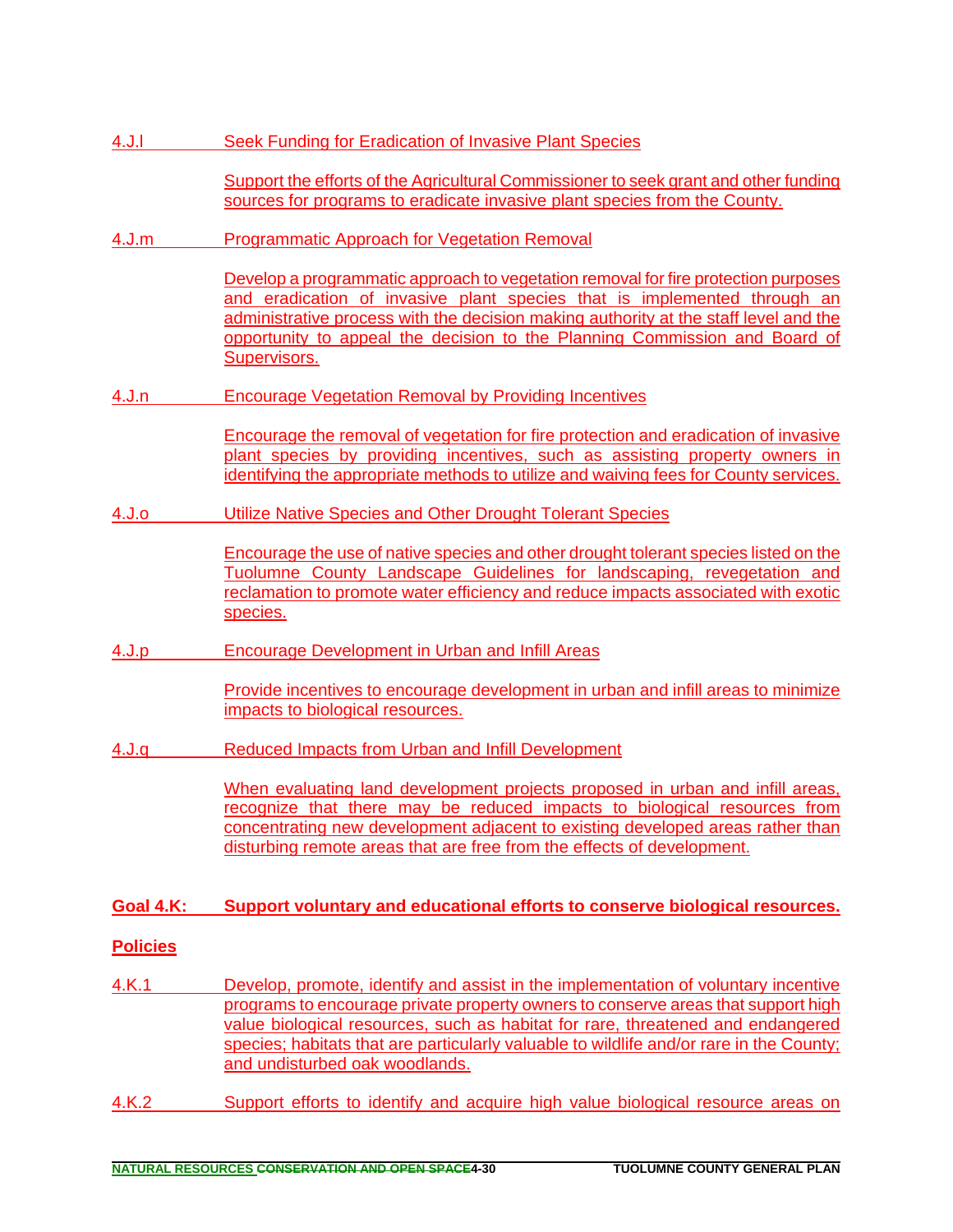4.J.l Seek Funding for Eradication of Invasive Plant Species

Support the efforts of the Agricultural Commissioner to seek grant and other funding sources for programs to eradicate invasive plant species from the County.

4.J.m Programmatic Approach for Vegetation Removal

Develop a programmatic approach to vegetation removal for fire protection purposes and eradication of invasive plant species that is implemented through an administrative process with the decision making authority at the staff level and the opportunity to appeal the decision to the Planning Commission and Board of Supervisors.

4.J.n Encourage Vegetation Removal by Providing Incentives

Encourage the removal of vegetation for fire protection and eradication of invasive plant species by providing incentives, such as assisting property owners in identifying the appropriate methods to utilize and waiving fees for County services.

4.J.o Utilize Native Species and Other Drought Tolerant Species

Encourage the use of native species and other drought tolerant species listed on the Tuolumne County Landscape Guidelines for landscaping, revegetation and reclamation to promote water efficiency and reduce impacts associated with exotic species.

4.J.p Encourage Development in Urban and Infill Areas

Provide incentives to encourage development in urban and infill areas to minimize impacts to biological resources.

4.J.q Reduced Impacts from Urban and Infill Development

When evaluating land development projects proposed in urban and infill areas, recognize that there may be reduced impacts to biological resources from concentrating new development adjacent to existing developed areas rather than disturbing remote areas that are free from the effects of development.

**Goal 4.K: Support voluntary and educational efforts to conserve biological resources.**

**Policies**

4.K.1 Develop, promote, identify and assist in the implementation of voluntary incentive programs to encourage private property owners to conserve areas that support high value biological resources, such as habitat for rare, threatened and endangered species; habitats that are particularly valuable to wildlife and/or rare in the County; and undisturbed oak woodlands.

4.K.2 Support efforts to identify and acquire high value biological resource areas on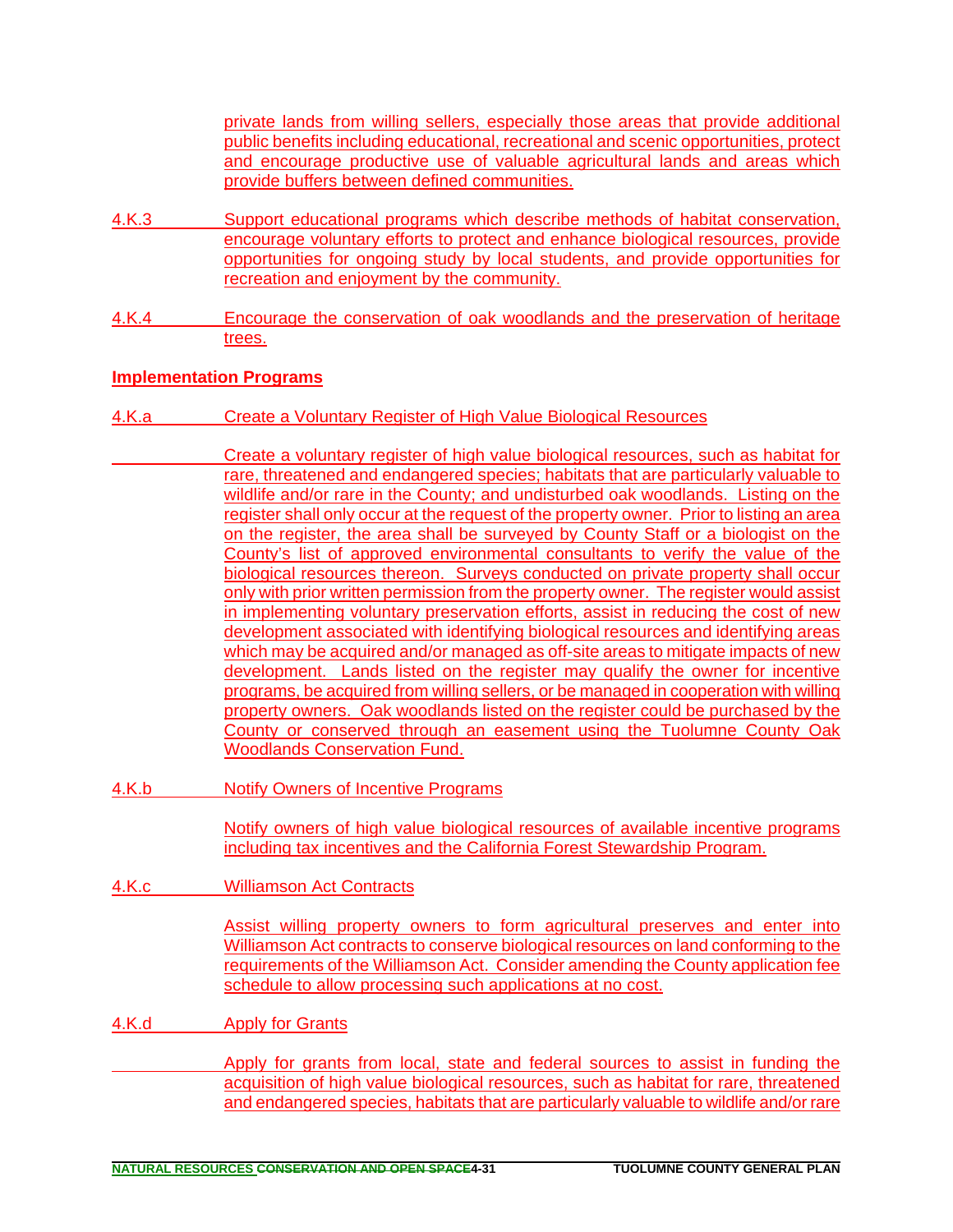private lands from willing sellers, especially those areas that provide additional public benefits including educational, recreational and scenic opportunities, protect and encourage productive use of valuable agricultural lands and areas which provide buffers between defined communities.

4.K.3 Support educational programs which describe methods of habitat conservation, encourage voluntary efforts to protect and enhance biological resources, provide opportunities for ongoing study by local students, and provide opportunities for recreation and enjoyment by the community.

4.K.4 Encourage the conservation of oak woodlands and the preservation of heritage trees.

**Implementation Programs**

4.K.a Create a Voluntary Register of High Value Biological Resources

Create a voluntary register of high value biological resources, such as habitat for rare, threatened and endangered species; habitats that are particularly valuable to wildlife and/or rare in the County; and undisturbed oak woodlands. Listing on the register shall only occur at the request of the property owner. Prior to listing an area on the register, the area shall be surveyed by County Staff or a biologist on the County's list of approved environmental consultants to verify the value of the biological resources thereon. Surveys conducted on private property shall occur only with prior written permission from the property owner. The register would assist in implementing voluntary preservation efforts, assist in reducing the cost of new development associated with identifying biological resources and identifying areas which may be acquired and/or managed as off-site areas to mitigate impacts of new development. Lands listed on the register may qualify the owner for incentive programs, be acquired from willing sellers, or be managed in cooperation with willing property owners. Oak woodlands listed on the register could be purchased by the County or conserved through an easement using the Tuolumne County Oak Woodlands Conservation Fund.

4.K.b Notify Owners of Incentive Programs

Notify owners of high value biological resources of available incentive programs including tax incentives and the California Forest Stewardship Program.

4.K.c Williamson Act Contracts

Assist willing property owners to form agricultural preserves and enter into Williamson Act contracts to conserve biological resources on land conforming to the requirements of the Williamson Act. Consider amending the County application fee schedule to allow processing such applications at no cost.

4.K.d Apply for Grants

Apply for grants from local, state and federal sources to assist in funding the acquisition of high value biological resources, such as habitat for rare, threatened and endangered species, habitats that are particularly valuable to wildlife and/or rare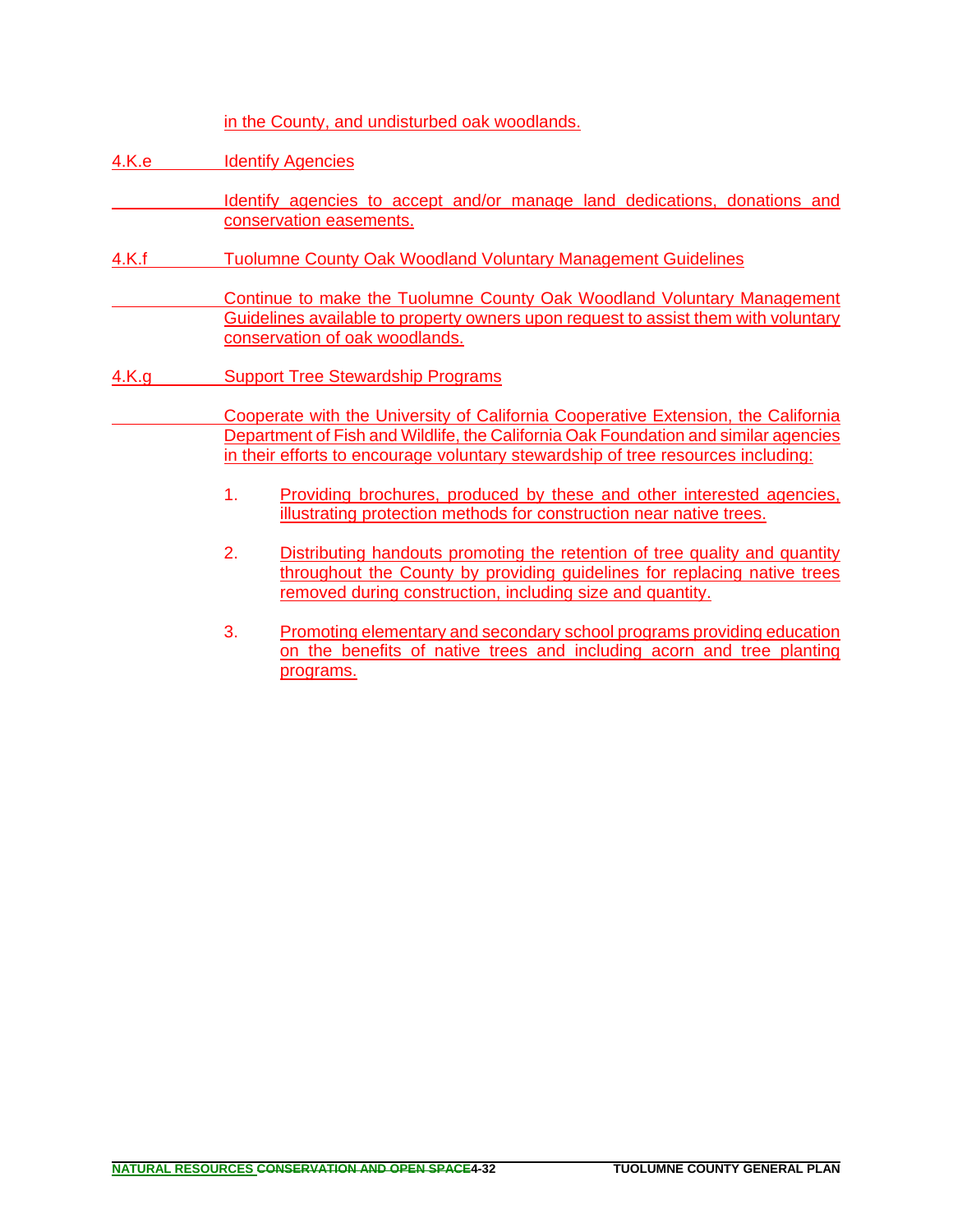in the County, and undisturbed oak woodlands.

4.K.e Identify Agencies

Identify agencies to accept and/or manage land dedications, donations and conservation easements.

4.K.f Tuolumne County Oak Woodland Voluntary Management Guidelines

Continue to make the Tuolumne County Oak Woodland Voluntary Management Guidelines available to property owners upon request to assist them with voluntary conservation of oak woodlands.

4.K.g Support Tree Stewardship Programs

Cooperate with the University of California Cooperative Extension, the California Department of Fish and Wildlife, the California Oak Foundation and similar agencies in their efforts to encourage voluntary stewardship of tree resources including:

1. Providing brochures, produced by these and other interested agencies, illustrating protection methods for construction near native trees.

2. Distributing handouts promoting the retention of tree quality and quantity throughout the County by providing guidelines for replacing native trees removed during construction, including size and quantity.

3. Promoting elementary and secondary school programs providing education on the benefits of native trees and including acorn and tree planting programs.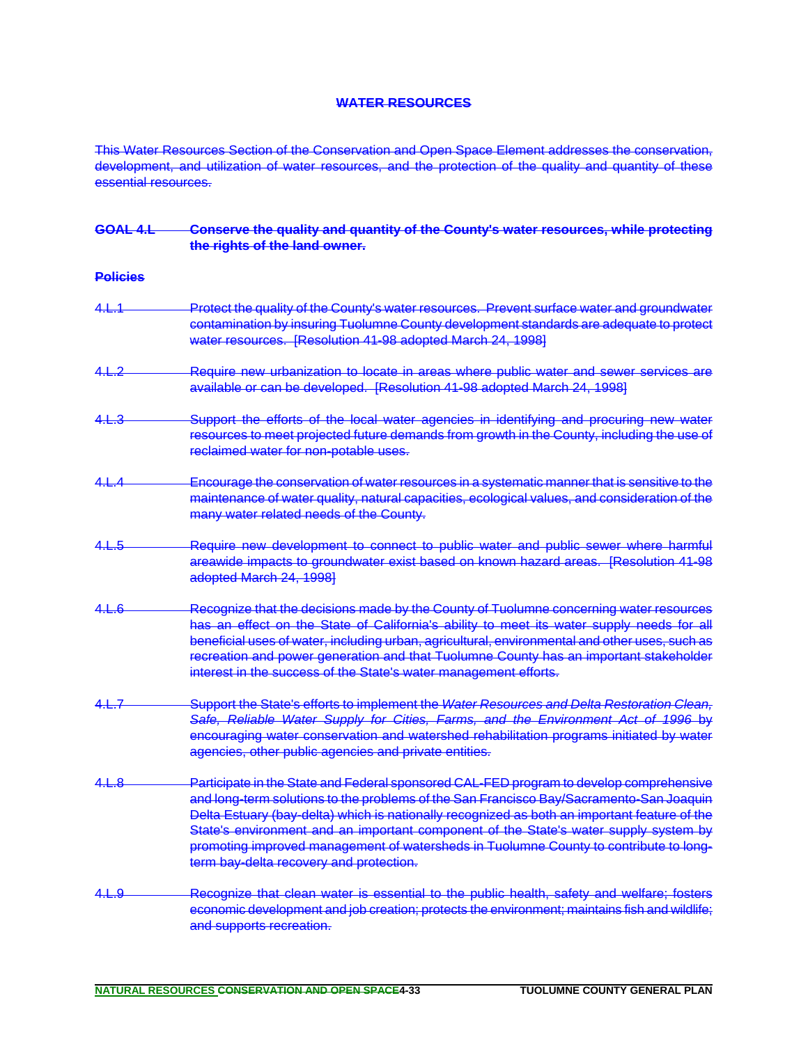## WATER RESOURCES

This Water Resources Section of the Conservation and Open Space Element addresses the conservation, development, and utilization of water resources, and the protection of the quality and quantity of these essential resources.

**GOAL 4.L Conserve the quality and quantity of the County's water resources, while protecting the rights of the land owner.**

**Policies**

4.L.1 Protect the quality of the County's water resources. Prevent surface water and groundwater contamination by insuring Tuolumne County development standards are adequate to protect water resources. [Resolution 41-98 adopted March 24, 1998]

4.L.2 Require new urbanization to locate in areas where public water and sewer services are available or can be developed. [Resolution 41-98 adopted March 24, 1998]

4.L.3 Support the efforts of the local water agencies in identifying and procuring new water resources to meet projected future demands from growth in the County, including the use of reclaimed water for non-potable uses.

4.L.4 Encourage the conservation of water resources in a systematic manner that is sensitive to the maintenance of water quality, natural capacities, ecological values, and consideration of the many water related needs of the County.

4.L.5 Require new development to connect to public water and public sewer where harmful areawide impacts to groundwater exist based on known hazard areas. [Resolution 41-98 adopted March 24, 1998]

4.L.6 Recognize that the decisions made by the County of Tuolumne concerning water resources has an effect on the State of California's ability to meet its water supply needs for all beneficial uses of water, including urban, agricultural, environmental and other uses, such as recreation and power generation and that Tuolumne County has an important stakeholder interest in the success of the State's water management efforts.

4.L.7 Support the State's efforts to implement the *Water Resources and Delta Restoration Clean, Safe, Reliable Water Supply for Cities, Farms, and the Environment Act of 1996* by encouraging water conservation and watershed rehabilitation programs initiated by water agencies, other public agencies and private entities.

4.L.8 Participate in the State and Federal sponsored CAL-FED program to develop comprehensive and long-term solutions to the problems of the San Francisco Bay/Sacramento-San Joaquin Delta Estuary (bay-delta) which is nationally recognized as both an important feature of the State's environment and an important component of the State's water supply system by promoting improved management of watersheds in Tuolumne County to contribute to long-term bay-delta recovery and protection.

4.L.9 Recognize that clean water is essential to the public health, safety and welfare; fosters economic development and job creation; protects the environment; maintains fish and wildlife; and supports recreation.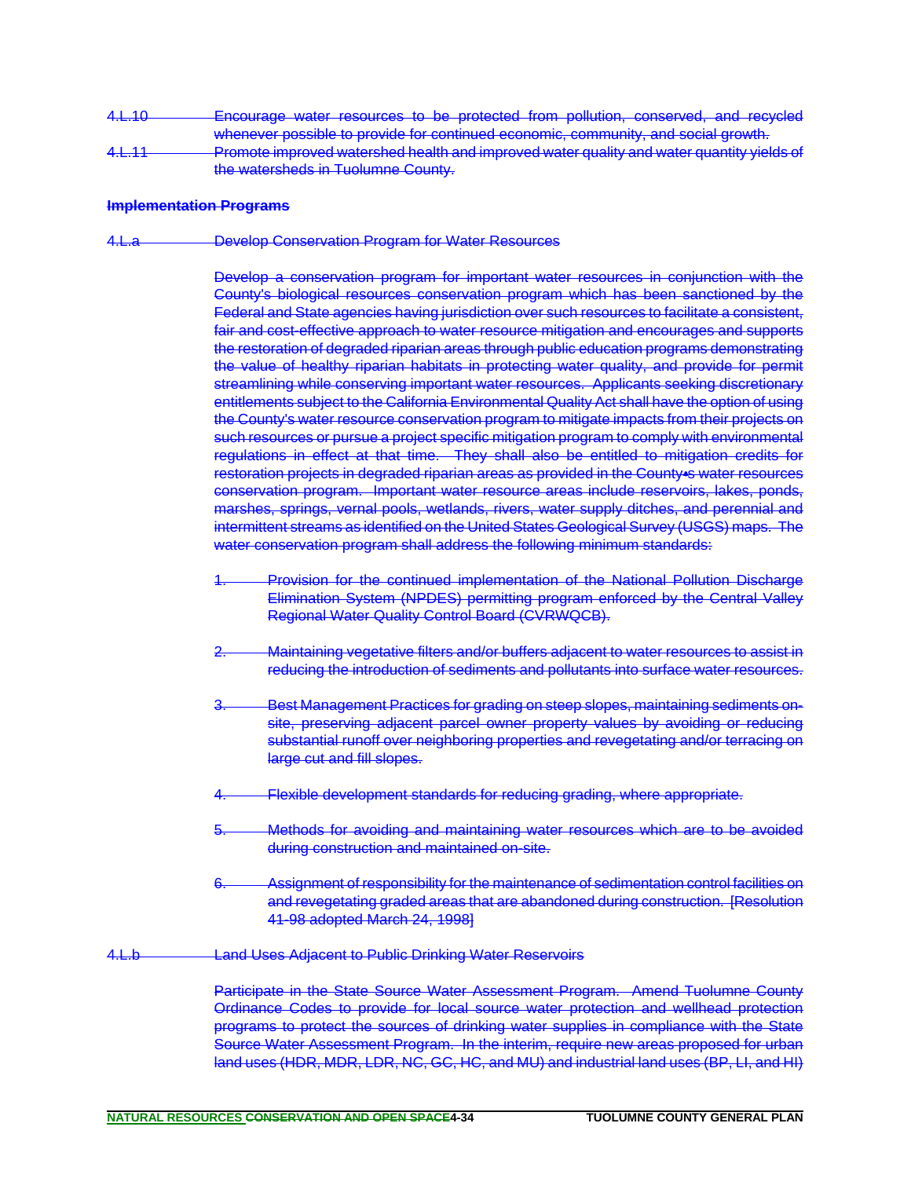4.L.10 Encourage water resources to be protected from pollution, conserved, and recycled whenever possible to provide for continued economic, community, and social growth.

4.L.11 Promote improved watershed health and improved water quality and water quantity yields of the watersheds in Tuolumne County.

**Implementation Programs**

4.L.a Develop Conservation Program for Water Resources

Develop a conservation program for important water resources in conjunction with the County's biological resources conservation program which has been sanctioned by the Federal and State agencies having jurisdiction over such resources to facilitate a consistent, fair and cost-effective approach to water resource mitigation and encourages and supports the restoration of degraded riparian areas through public education programs demonstrating the value of healthy riparian habitats in protecting water quality, and provide for permit streamlining while conserving important water resources. Applicants seeking discretionary entitlements subject to the California Environmental Quality Act shall have the option of using the County's water resource conservation program to mitigate impacts from their projects on such resources or pursue a project specific mitigation program to comply with environmental regulations in effect at that time. They shall also be entitled to mitigation credits for restoration projects in degraded riparian areas as provided in the County•s water resources conservation program. Important water resource areas include reservoirs, lakes, ponds, marshes, springs, vernal pools, wetlands, rivers, water supply ditches, and perennial and intermittent streams as identified on the United States Geological Survey (USGS) maps. The water conservation program shall address the following minimum standards:

1. Provision for the continued implementation of the National Pollution Discharge Elimination System (NPDES) permitting program enforced by the Central Valley Regional Water Quality Control Board (CVRWQCB).

2. Maintaining vegetative filters and/or buffers adjacent to water resources to assist in reducing the introduction of sediments and pollutants into surface water resources.

3. Best Management Practices for grading on steep slopes, maintaining sediments on-site, preserving adjacent parcel owner property values by avoiding or reducing substantial runoff over neighboring properties and revegetating and/or terracing on large cut and fill slopes.

4. Flexible development standards for reducing grading, where appropriate.

5. Methods for avoiding and maintaining water resources which are to be avoided during construction and maintained on-site.

6. Assignment of responsibility for the maintenance of sedimentation control facilities on and revegetating graded areas that are abandoned during construction. [Resolution 41-98 adopted March 24, 1998]

4.L.b Land Uses Adjacent to Public Drinking Water Reservoirs

Participate in the State Source Water Assessment Program. Amend Tuolumne County Ordinance Codes to provide for local source water protection and wellhead protection programs to protect the sources of drinking water supplies in compliance with the State Source Water Assessment Program. In the interim, require new areas proposed for urban land uses (HDR, MDR, LDR, NC, GC, HC, and MU) and industrial land uses (BP, LI, and HI)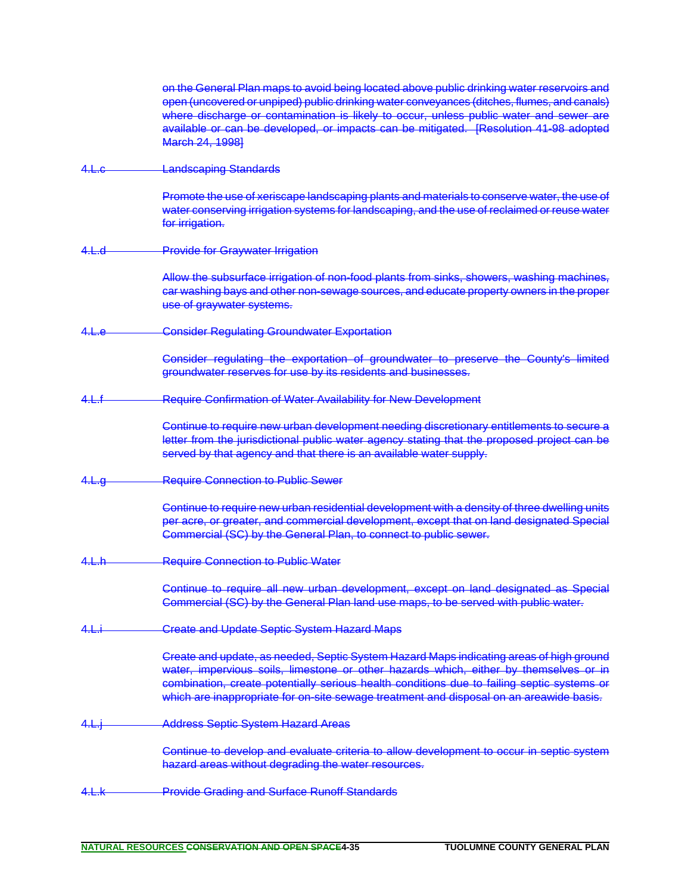on the General Plan maps to avoid being located above public drinking water reservoirs and open (uncovered or unpiped) public drinking water conveyances (ditches, flumes, and canals) where discharge or contamination is likely to occur, unless public water and sewer are available or can be developed, or impacts can be mitigated. [Resolution 41-98 adopted March 24, 1998]

4.L.c Landscaping Standards

Promote the use of xeriscape landscaping plants and materials to conserve water, the use of water conserving irrigation systems for landscaping, and the use of reclaimed or reuse water for irrigation.

4.L.d Provide for Graywater Irrigation

Allow the subsurface irrigation of non-food plants from sinks, showers, washing machines, car washing bays and other non-sewage sources, and educate property owners in the proper use of graywater systems.

4.L.e Consider Regulating Groundwater Exportation

Consider regulating the exportation of groundwater to preserve the County's limited groundwater reserves for use by its residents and businesses.

4.L.f Require Confirmation of Water Availability for New Development

Continue to require new urban development needing discretionary entitlements to secure a letter from the jurisdictional public water agency stating that the proposed project can be served by that agency and that there is an available water supply.

4.L.g Require Connection to Public Sewer

Continue to require new urban residential development with a density of three dwelling units per acre, or greater, and commercial development, except that on land designated Special Commercial (SC) by the General Plan, to connect to public sewer.

4.L.h Require Connection to Public Water

Continue to require all new urban development, except on land designated as Special Commercial (SC) by the General Plan land use maps, to be served with public water.

4.L.i Create and Update Septic System Hazard Maps

Create and update, as needed, Septic System Hazard Maps indicating areas of high ground water, impervious soils, limestone or other hazards which, either by themselves or in combination, create potentially serious health conditions due to failing septic systems or which are inappropriate for on-site sewage treatment and disposal on an areawide basis.

4.L.j Address Septic System Hazard Areas

Continue to develop and evaluate criteria to allow development to occur in septic system hazard areas without degrading the water resources.

4.L.k Provide Grading and Surface Runoff Standards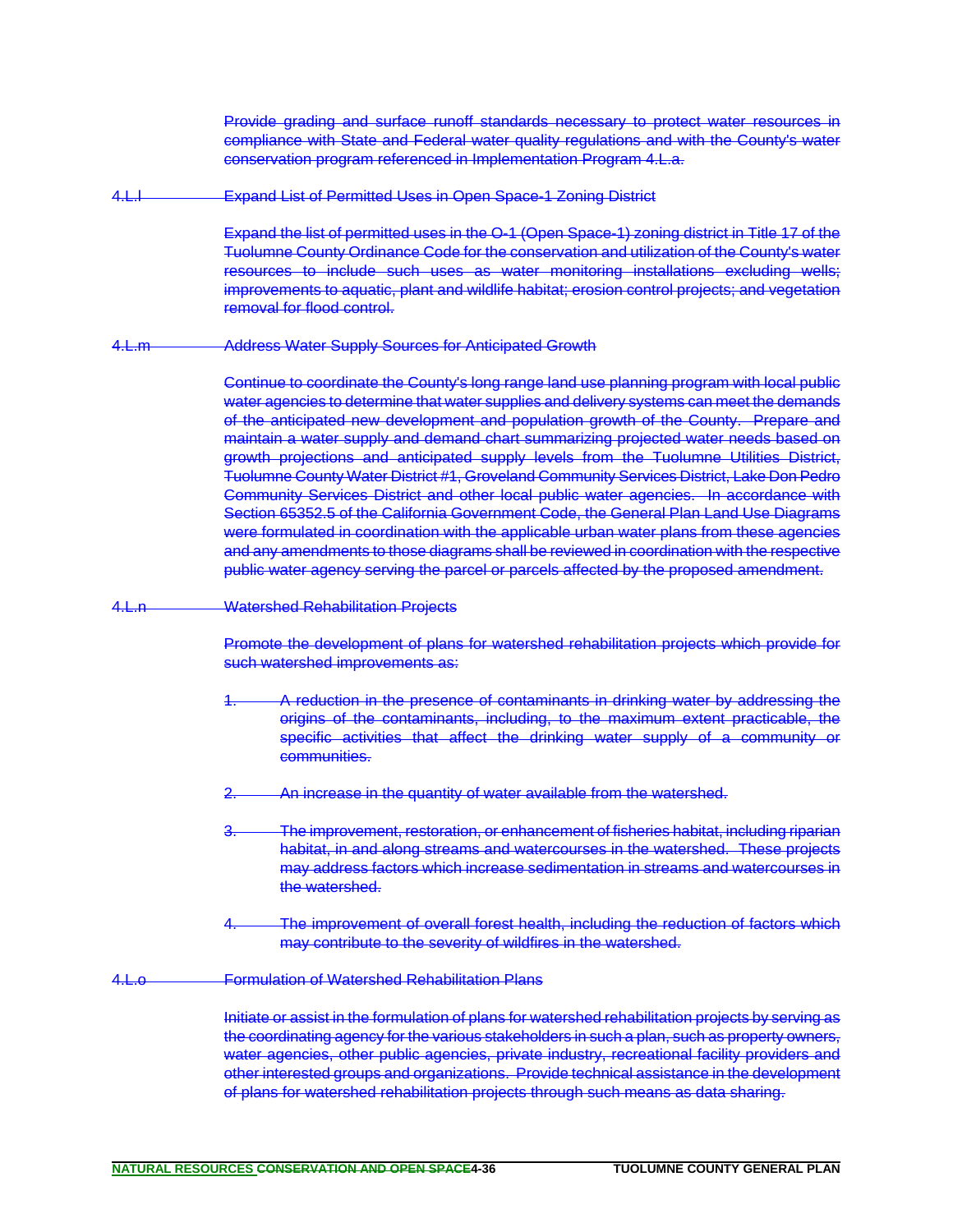Provide grading and surface runoff standards necessary to protect water resources in compliance with State and Federal water quality regulations and with the County's water conservation program referenced in Implementation Program 4.L.a.

4.L.l Expand List of Permitted Uses in Open Space-1 Zoning District

Expand the list of permitted uses in the O-1 (Open Space-1) zoning district in Title 17 of the Tuolumne County Ordinance Code for the conservation and utilization of the County's water resources to include such uses as water monitoring installations excluding wells; improvements to aquatic, plant and wildlife habitat; erosion control projects; and vegetation removal for flood control.

4.L.m Address Water Supply Sources for Anticipated Growth

Continue to coordinate the County's long range land use planning program with local public water agencies to determine that water supplies and delivery systems can meet the demands of the anticipated new development and population growth of the County. Prepare and maintain a water supply and demand chart summarizing projected water needs based on growth projections and anticipated supply levels from the Tuolumne Utilities District, Tuolumne County Water District #1, Groveland Community Services District, Lake Don Pedro Community Services District and other local public water agencies. In accordance with Section 65352.5 of the California Government Code, the General Plan Land Use Diagrams were formulated in coordination with the applicable urban water plans from these agencies and any amendments to those diagrams shall be reviewed in coordination with the respective public water agency serving the parcel or parcels affected by the proposed amendment.

4.L.n Watershed Rehabilitation Projects

Promote the development of plans for watershed rehabilitation projects which provide for such watershed improvements as:

1. A reduction in the presence of contaminants in drinking water by addressing the origins of the contaminants, including, to the maximum extent practicable, the specific activities that affect the drinking water supply of a community or communities.

2. An increase in the quantity of water available from the watershed.

3. The improvement, restoration, or enhancement of fisheries habitat, including riparian habitat, in and along streams and watercourses in the watershed. These projects may address factors which increase sedimentation in streams and watercourses in the watershed.

4. The improvement of overall forest health, including the reduction of factors which may contribute to the severity of wildfires in the watershed.

4.L.o Formulation of Watershed Rehabilitation Plans

Initiate or assist in the formulation of plans for watershed rehabilitation projects by serving as the coordinating agency for the various stakeholders in such a plan, such as property owners, water agencies, other public agencies, private industry, recreational facility providers and other interested groups and organizations. Provide technical assistance in the development of plans for watershed rehabilitation projects through such means as data sharing.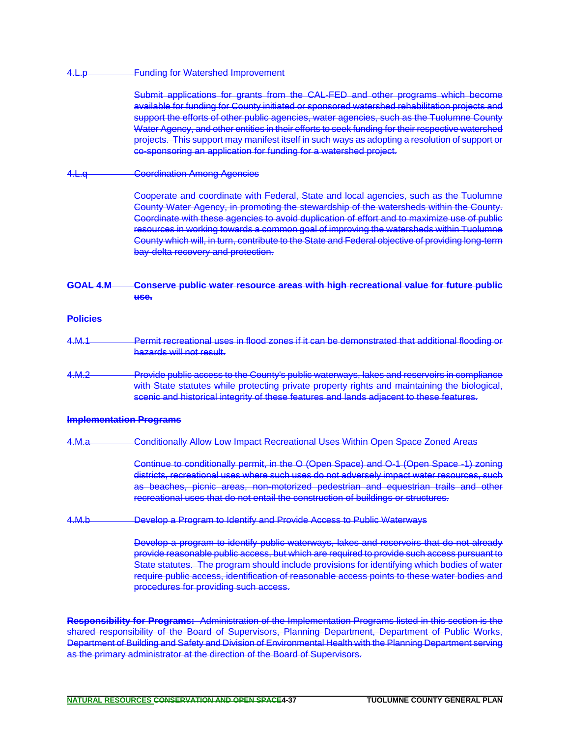4.L.p Funding for Watershed Improvement

Submit applications for grants from the CAL-FED and other programs which become available for funding for County initiated or sponsored watershed rehabilitation projects and support the efforts of other public agencies, water agencies, such as the Tuolumne County Water Agency, and other entities in their efforts to seek funding for their respective watershed projects. This support may manifest itself in such ways as adopting a resolution of support or co-sponsoring an application for funding for a watershed project.

4.L.q Coordination Among Agencies

Cooperate and coordinate with Federal, State and local agencies, such as the Tuolumne County Water Agency, in promoting the stewardship of the watersheds within the County. Coordinate with these agencies to avoid duplication of effort and to maximize use of public resources in working towards a common goal of improving the watersheds within Tuolumne County which will, in turn, contribute to the State and Federal objective of providing long-term bay-delta recovery and protection.

**GOAL 4.M Conserve public water resource areas with high recreational value for future public use.**

**Policies**

4.M.1 Permit recreational uses in flood zones if it can be demonstrated that additional flooding or hazards will not result.

4.M.2 Provide public access to the County's public waterways, lakes and reservoirs in compliance with State statutes while protecting private property rights and maintaining the biological, scenic and historical integrity of these features and lands adjacent to these features.

**Implementation Programs**

4.M.a Conditionally Allow Low Impact Recreational Uses Within Open Space Zoned Areas

Continue to conditionally permit, in the O (Open Space) and O-1 (Open Space -1) zoning districts, recreational uses where such uses do not adversely impact water resources, such as beaches, picnic areas, non-motorized pedestrian and equestrian trails and other recreational uses that do not entail the construction of buildings or structures.

4.M.b Develop a Program to Identify and Provide Access to Public Waterways

Develop a program to identify public waterways, lakes and reservoirs that do not already provide reasonable public access, but which are required to provide such access pursuant to State statutes. The program should include provisions for identifying which bodies of water require public access, identification of reasonable access points to these water bodies and procedures for providing such access.

**Responsibility for Programs:** Administration of the Implementation Programs listed in this section is the shared responsibility of the Board of Supervisors, Planning Department, Department of Public Works, Department of Building and Safety and Division of Environmental Health with the Planning Department serving as the primary administrator at the direction of the Board of Supervisors.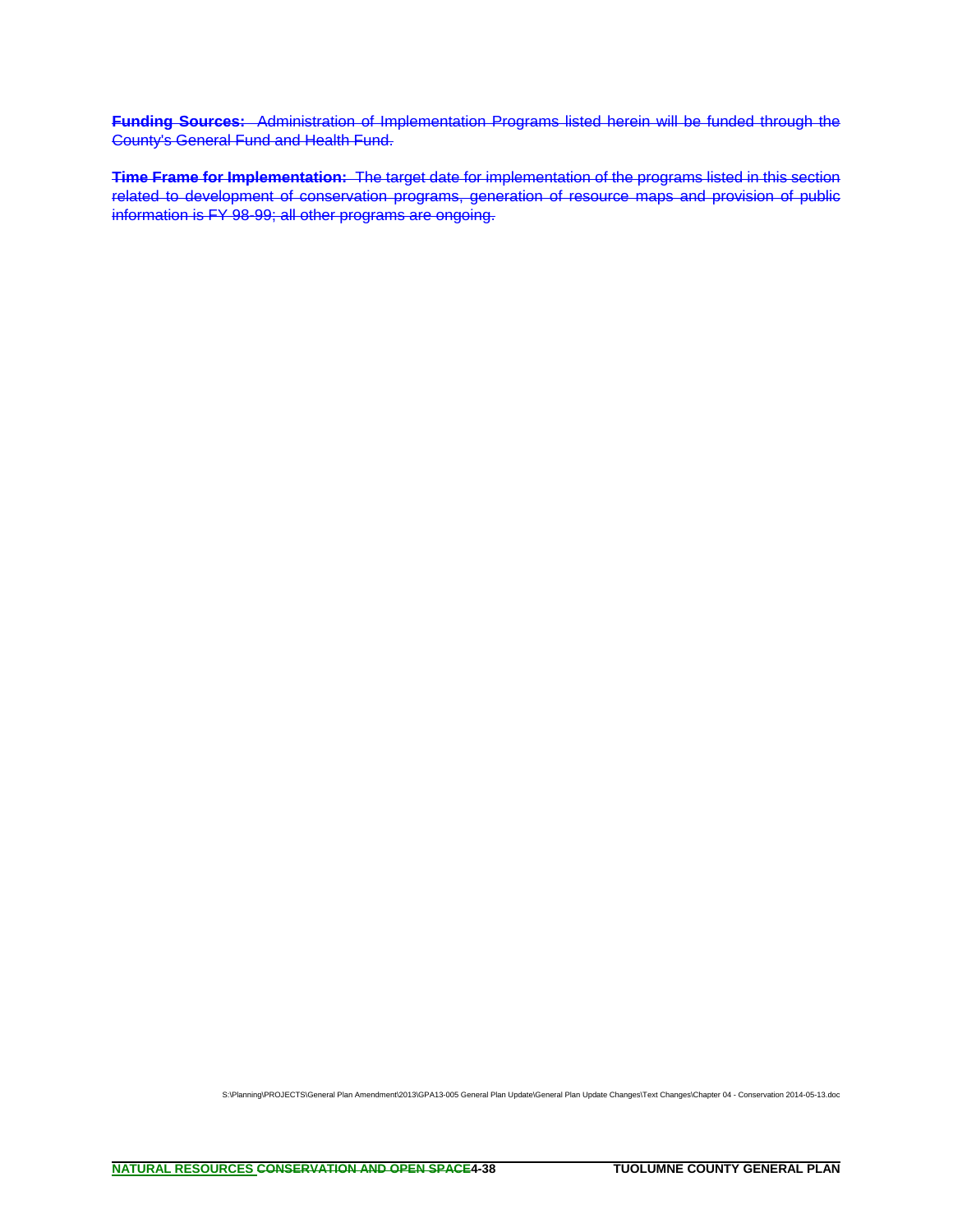**Funding Sources:** Administration of Implementation Programs listed herein will be funded through the County's General Fund and Health Fund.

**Time Frame for Implementation:** The target date for implementation of the programs listed in this section related to development of conservation programs, generation of resource maps and provision of public information is FY 98-99; all other programs are ongoing.

S:\Planning\PROJECTS\General Plan Amendment\2013\GPA13-005 General Plan Update\General Plan Update Changes\Text Changes\Chapter 04 - Conservation 2014-05-13.doc